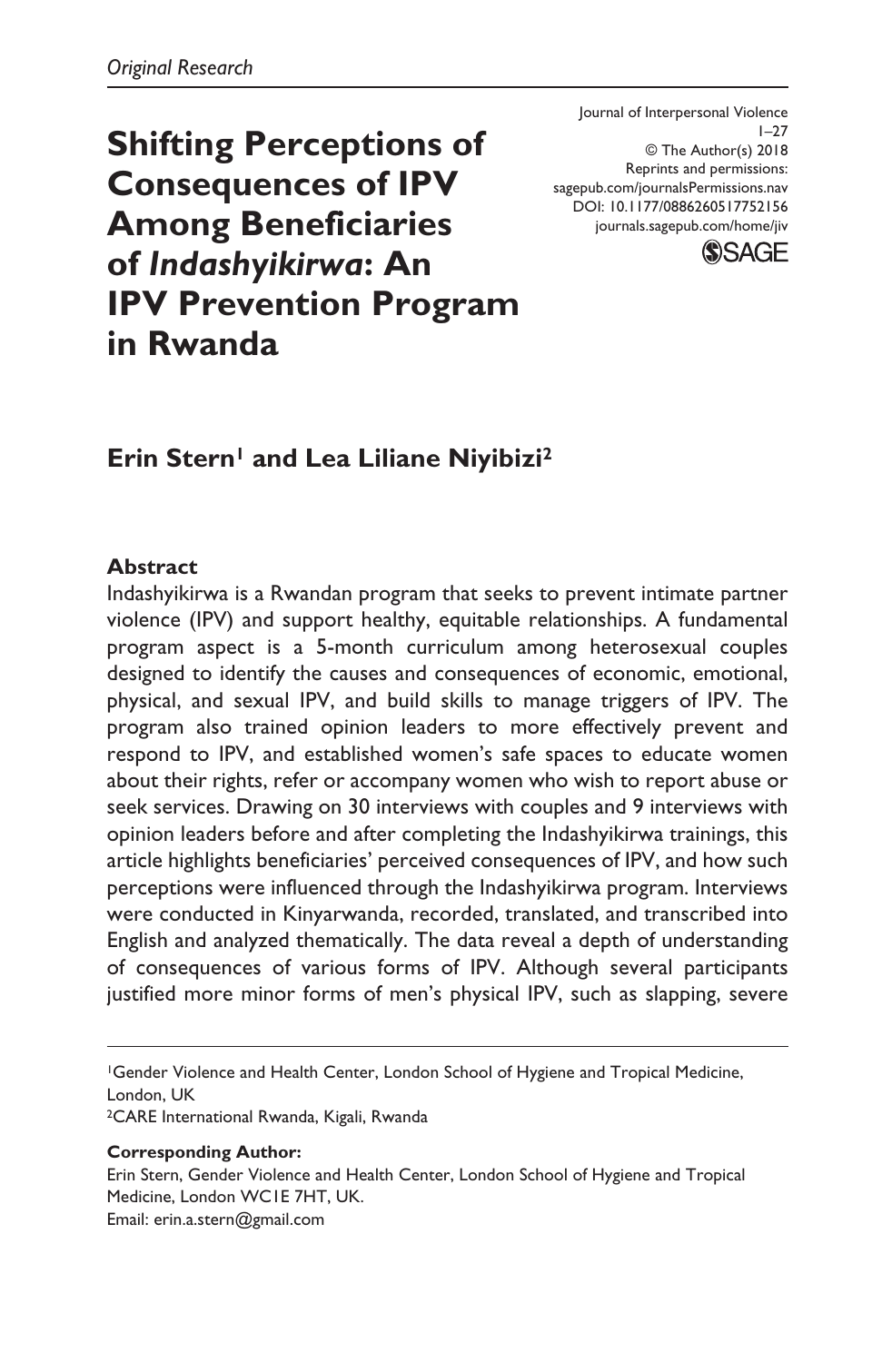*Original Research*

# Shifting Perceptions of Consequences of IPV Among Beneficiaries of *Indashyikirwa*: An IPV Prevention Program in Rwanda

Journal of Interpersonal Violence
1–27
© The Author(s) 2018
Reprints and permissions:
sagepub.com/journalsPermissions.nav
DOI: 10.1177/0886260517752156
journals.sagepub.com/home/jiv

**Erin Stern[1] and Lea Liliane Niyibizi[2]**

### Abstract

Indashyikirwa is a Rwandan program that seeks to prevent intimate partner violence (IPV) and support healthy, equitable relationships. A fundamental program aspect is a 5-month curriculum among heterosexual couples designed to identify the causes and consequences of economic, emotional, physical, and sexual IPV, and build skills to manage triggers of IPV. The program also trained opinion leaders to more effectively prevent and respond to IPV, and established women's safe spaces to educate women about their rights, refer or accompany women who wish to report abuse or seek services. Drawing on 30 interviews with couples and 9 interviews with opinion leaders before and after completing the Indashyikirwa trainings, this article highlights beneficiaries' perceived consequences of IPV, and how such perceptions were influenced through the Indashyikirwa program. Interviews were conducted in Kinyarwanda, recorded, translated, and transcribed into English and analyzed thematically. The data reveal a depth of understanding of consequences of various forms of IPV. Although several participants justified more minor forms of men's physical IPV, such as slapping, severe

[1]Gender Violence and Health Center, London School of Hygiene and Tropical Medicine, London, UK
[2]CARE International Rwanda, Kigali, Rwanda

**Corresponding Author:**
Erin Stern, Gender Violence and Health Center, London School of Hygiene and Tropical Medicine, London WC1E 7HT, UK.
Email: erin.a.stern@gmail.com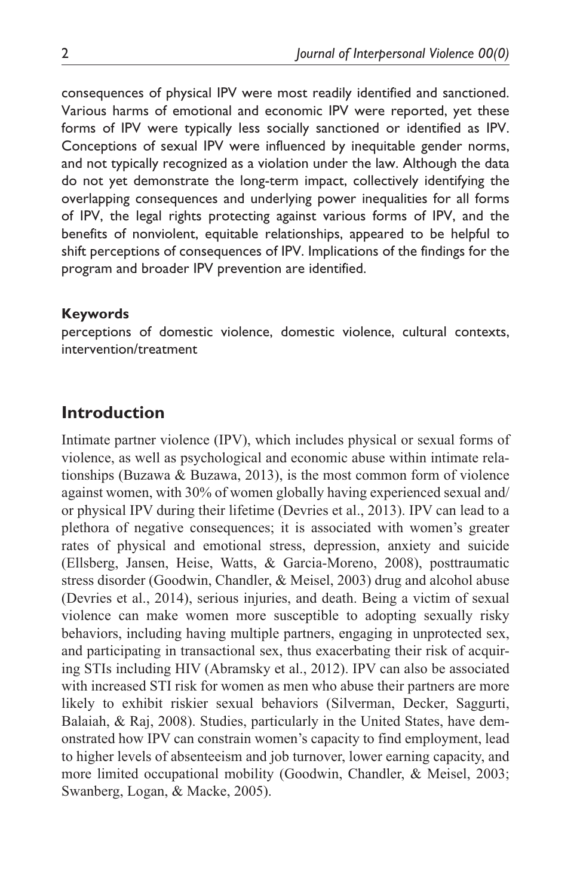consequences of physical IPV were most readily identified and sanctioned. Various harms of emotional and economic IPV were reported, yet these forms of IPV were typically less socially sanctioned or identified as IPV. Conceptions of sexual IPV were influenced by inequitable gender norms, and not typically recognized as a violation under the law. Although the data do not yet demonstrate the long-term impact, collectively identifying the overlapping consequences and underlying power inequalities for all forms of IPV, the legal rights protecting against various forms of IPV, and the benefits of nonviolent, equitable relationships, appeared to be helpful to shift perceptions of consequences of IPV. Implications of the findings for the program and broader IPV prevention are identified.

#### Keywords

perceptions of domestic violence, domestic violence, cultural contexts, intervention/treatment

## Introduction

Intimate partner violence (IPV), which includes physical or sexual forms of violence, as well as psychological and economic abuse within intimate relationships (Buzawa & Buzawa, 2013), is the most common form of violence against women, with 30% of women globally having experienced sexual and/or physical IPV during their lifetime (Devries et al., 2013). IPV can lead to a plethora of negative consequences; it is associated with women's greater rates of physical and emotional stress, depression, anxiety and suicide (Ellsberg, Jansen, Heise, Watts, & Garcia-Moreno, 2008), posttraumatic stress disorder (Goodwin, Chandler, & Meisel, 2003) drug and alcohol abuse (Devries et al., 2014), serious injuries, and death. Being a victim of sexual violence can make women more susceptible to adopting sexually risky behaviors, including having multiple partners, engaging in unprotected sex, and participating in transactional sex, thus exacerbating their risk of acquiring STIs including HIV (Abramsky et al., 2012). IPV can also be associated with increased STI risk for women as men who abuse their partners are more likely to exhibit riskier sexual behaviors (Silverman, Decker, Saggurti, Balaiah, & Raj, 2008). Studies, particularly in the United States, have demonstrated how IPV can constrain women's capacity to find employment, lead to higher levels of absenteeism and job turnover, lower earning capacity, and more limited occupational mobility (Goodwin, Chandler, & Meisel, 2003; Swanberg, Logan, & Macke, 2005).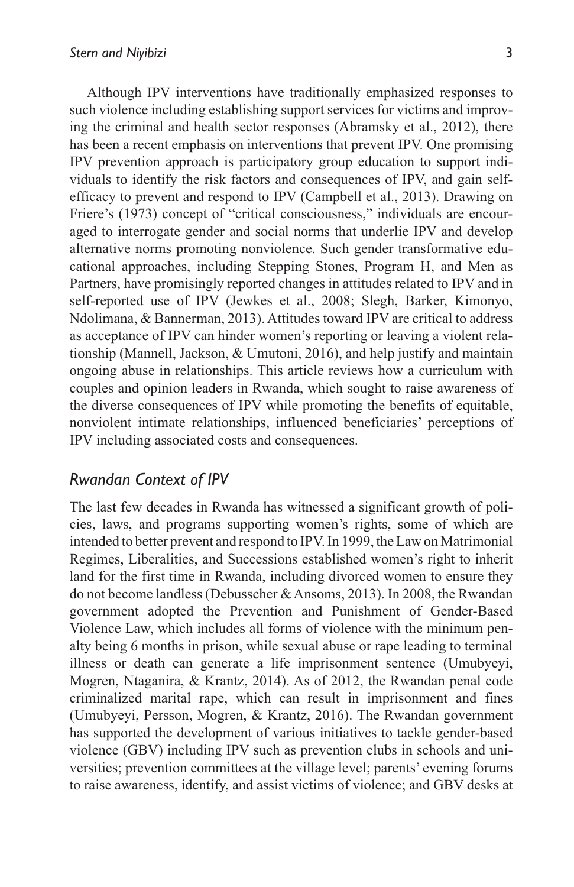Although IPV interventions have traditionally emphasized responses to such violence including establishing support services for victims and improving the criminal and health sector responses (Abramsky et al., 2012), there has been a recent emphasis on interventions that prevent IPV. One promising IPV prevention approach is participatory group education to support individuals to identify the risk factors and consequences of IPV, and gain self-efficacy to prevent and respond to IPV (Campbell et al., 2013). Drawing on Friere's (1973) concept of "critical consciousness," individuals are encouraged to interrogate gender and social norms that underlie IPV and develop alternative norms promoting nonviolence. Such gender transformative educational approaches, including Stepping Stones, Program H, and Men as Partners, have promisingly reported changes in attitudes related to IPV and in self-reported use of IPV (Jewkes et al., 2008; Slegh, Barker, Kimonyo, Ndolimana, & Bannerman, 2013). Attitudes toward IPV are critical to address as acceptance of IPV can hinder women's reporting or leaving a violent relationship (Mannell, Jackson, & Umutoni, 2016), and help justify and maintain ongoing abuse in relationships. This article reviews how a curriculum with couples and opinion leaders in Rwanda, which sought to raise awareness of the diverse consequences of IPV while promoting the benefits of equitable, nonviolent intimate relationships, influenced beneficiaries' perceptions of IPV including associated costs and consequences.

## *Rwandan Context of IPV*

The last few decades in Rwanda has witnessed a significant growth of policies, laws, and programs supporting women's rights, some of which are intended to better prevent and respond to IPV. In 1999, the Law on Matrimonial Regimes, Liberalities, and Successions established women's right to inherit land for the first time in Rwanda, including divorced women to ensure they do not become landless (Debusscher & Ansoms, 2013). In 2008, the Rwandan government adopted the Prevention and Punishment of Gender-Based Violence Law, which includes all forms of violence with the minimum penalty being 6 months in prison, while sexual abuse or rape leading to terminal illness or death can generate a life imprisonment sentence (Umubyeyi, Mogren, Ntaganira, & Krantz, 2014). As of 2012, the Rwandan penal code criminalized marital rape, which can result in imprisonment and fines (Umubyeyi, Persson, Mogren, & Krantz, 2016). The Rwandan government has supported the development of various initiatives to tackle gender-based violence (GBV) including IPV such as prevention clubs in schools and universities; prevention committees at the village level; parents' evening forums to raise awareness, identify, and assist victims of violence; and GBV desks at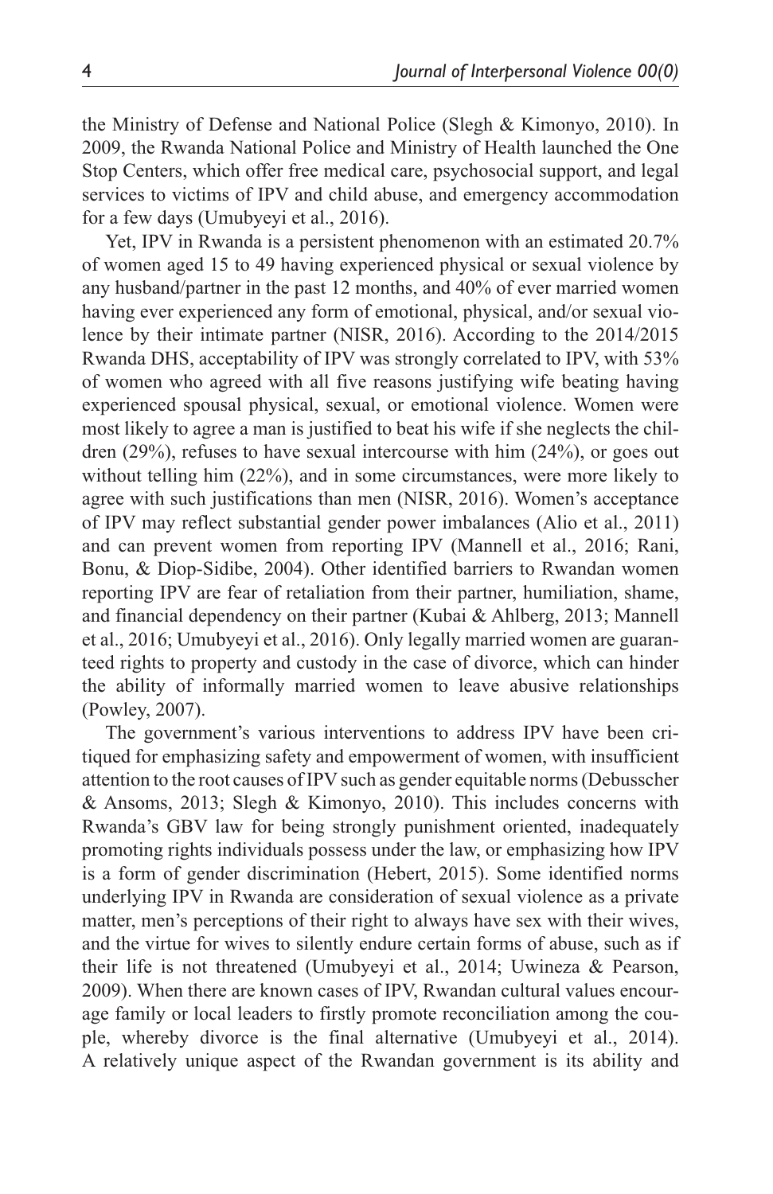the Ministry of Defense and National Police (Slegh & Kimonyo, 2010). In 2009, the Rwanda National Police and Ministry of Health launched the One Stop Centers, which offer free medical care, psychosocial support, and legal services to victims of IPV and child abuse, and emergency accommodation for a few days (Umubyeyi et al., 2016).

Yet, IPV in Rwanda is a persistent phenomenon with an estimated 20.7% of women aged 15 to 49 having experienced physical or sexual violence by any husband/partner in the past 12 months, and 40% of ever married women having ever experienced any form of emotional, physical, and/or sexual violence by their intimate partner (NISR, 2016). According to the 2014/2015 Rwanda DHS, acceptability of IPV was strongly correlated to IPV, with 53% of women who agreed with all five reasons justifying wife beating having experienced spousal physical, sexual, or emotional violence. Women were most likely to agree a man is justified to beat his wife if she neglects the children (29%), refuses to have sexual intercourse with him (24%), or goes out without telling him (22%), and in some circumstances, were more likely to agree with such justifications than men (NISR, 2016). Women's acceptance of IPV may reflect substantial gender power imbalances (Alio et al., 2011) and can prevent women from reporting IPV (Mannell et al., 2016; Rani, Bonu, & Diop-Sidibe, 2004). Other identified barriers to Rwandan women reporting IPV are fear of retaliation from their partner, humiliation, shame, and financial dependency on their partner (Kubai & Ahlberg, 2013; Mannell et al., 2016; Umubyeyi et al., 2016). Only legally married women are guaranteed rights to property and custody in the case of divorce, which can hinder the ability of informally married women to leave abusive relationships (Powley, 2007).

The government's various interventions to address IPV have been critiqued for emphasizing safety and empowerment of women, with insufficient attention to the root causes of IPV such as gender equitable norms (Debusscher & Ansoms, 2013; Slegh & Kimonyo, 2010). This includes concerns with Rwanda's GBV law for being strongly punishment oriented, inadequately promoting rights individuals possess under the law, or emphasizing how IPV is a form of gender discrimination (Hebert, 2015). Some identified norms underlying IPV in Rwanda are consideration of sexual violence as a private matter, men's perceptions of their right to always have sex with their wives, and the virtue for wives to silently endure certain forms of abuse, such as if their life is not threatened (Umubyeyi et al., 2014; Uwineza & Pearson, 2009). When there are known cases of IPV, Rwandan cultural values encourage family or local leaders to firstly promote reconciliation among the couple, whereby divorce is the final alternative (Umubyeyi et al., 2014). A relatively unique aspect of the Rwandan government is its ability and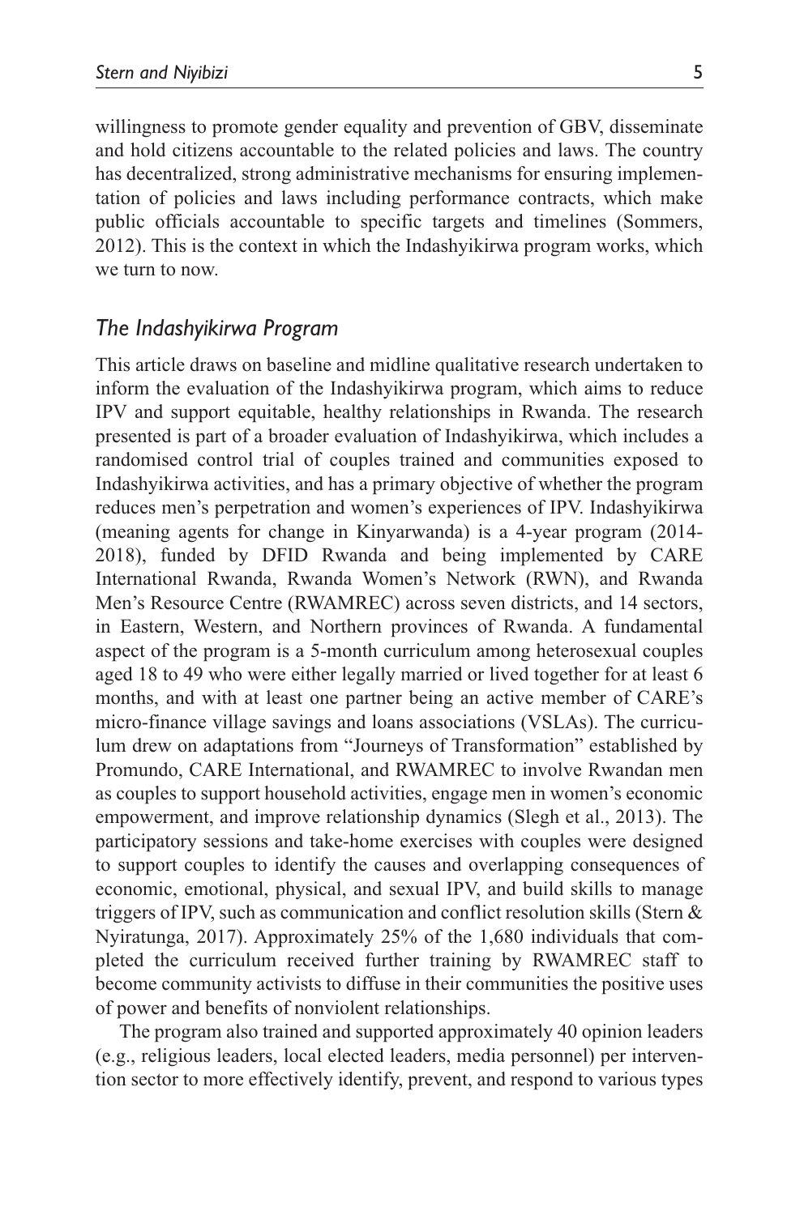willingness to promote gender equality and prevention of GBV, disseminate and hold citizens accountable to the related policies and laws. The country has decentralized, strong administrative mechanisms for ensuring implementation of policies and laws including performance contracts, which make public officials accountable to specific targets and timelines (Sommers, 2012). This is the context in which the Indashyikirwa program works, which we turn to now.

## *The Indashyikirwa Program*

This article draws on baseline and midline qualitative research undertaken to inform the evaluation of the Indashyikirwa program, which aims to reduce IPV and support equitable, healthy relationships in Rwanda. The research presented is part of a broader evaluation of Indashyikirwa, which includes a randomised control trial of couples trained and communities exposed to Indashyikirwa activities, and has a primary objective of whether the program reduces men's perpetration and women's experiences of IPV. Indashyikirwa (meaning agents for change in Kinyarwanda) is a 4-year program (2014-2018), funded by DFID Rwanda and being implemented by CARE International Rwanda, Rwanda Women's Network (RWN), and Rwanda Men's Resource Centre (RWAMREC) across seven districts, and 14 sectors, in Eastern, Western, and Northern provinces of Rwanda. A fundamental aspect of the program is a 5-month curriculum among heterosexual couples aged 18 to 49 who were either legally married or lived together for at least 6 months, and with at least one partner being an active member of CARE's micro-finance village savings and loans associations (VSLAs). The curriculum drew on adaptations from "Journeys of Transformation" established by Promundo, CARE International, and RWAMREC to involve Rwandan men as couples to support household activities, engage men in women's economic empowerment, and improve relationship dynamics (Slegh et al., 2013). The participatory sessions and take-home exercises with couples were designed to support couples to identify the causes and overlapping consequences of economic, emotional, physical, and sexual IPV, and build skills to manage triggers of IPV, such as communication and conflict resolution skills (Stern & Nyiratunga, 2017). Approximately 25% of the 1,680 individuals that completed the curriculum received further training by RWAMREC staff to become community activists to diffuse in their communities the positive uses of power and benefits of nonviolent relationships.

The program also trained and supported approximately 40 opinion leaders (e.g., religious leaders, local elected leaders, media personnel) per intervention sector to more effectively identify, prevent, and respond to various types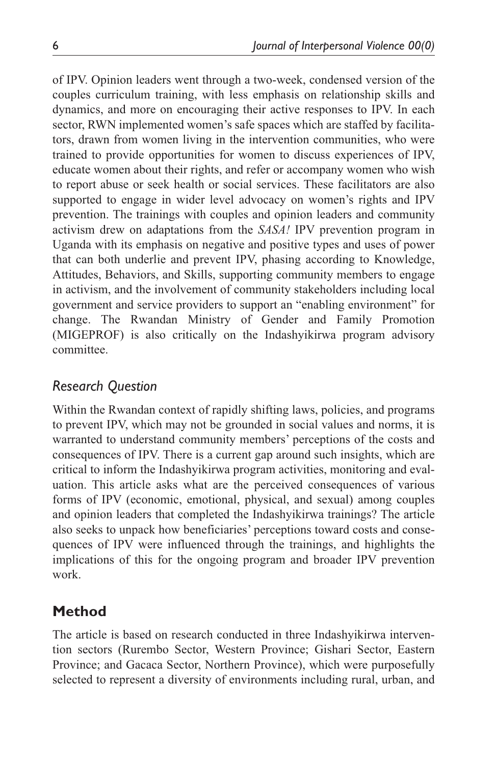of IPV. Opinion leaders went through a two-week, condensed version of the couples curriculum training, with less emphasis on relationship skills and dynamics, and more on encouraging their active responses to IPV. In each sector, RWN implemented women's safe spaces which are staffed by facilitators, drawn from women living in the intervention communities, who were trained to provide opportunities for women to discuss experiences of IPV, educate women about their rights, and refer or accompany women who wish to report abuse or seek health or social services. These facilitators are also supported to engage in wider level advocacy on women's rights and IPV prevention. The trainings with couples and opinion leaders and community activism drew on adaptations from the *SASA!* IPV prevention program in Uganda with its emphasis on negative and positive types and uses of power that can both underlie and prevent IPV, phasing according to Knowledge, Attitudes, Behaviors, and Skills, supporting community members to engage in activism, and the involvement of community stakeholders including local government and service providers to support an "enabling environment" for change. The Rwandan Ministry of Gender and Family Promotion (MIGEPROF) is also critically on the Indashyikirwa program advisory committee.

### *Research Question*

Within the Rwandan context of rapidly shifting laws, policies, and programs to prevent IPV, which may not be grounded in social values and norms, it is warranted to understand community members' perceptions of the costs and consequences of IPV. There is a current gap around such insights, which are critical to inform the Indashyikirwa program activities, monitoring and evaluation. This article asks what are the perceived consequences of various forms of IPV (economic, emotional, physical, and sexual) among couples and opinion leaders that completed the Indashyikirwa trainings? The article also seeks to unpack how beneficiaries' perceptions toward costs and consequences of IPV were influenced through the trainings, and highlights the implications of this for the ongoing program and broader IPV prevention work.

## Method

The article is based on research conducted in three Indashyikirwa intervention sectors (Rurembo Sector, Western Province; Gishari Sector, Eastern Province; and Gacaca Sector, Northern Province), which were purposefully selected to represent a diversity of environments including rural, urban, and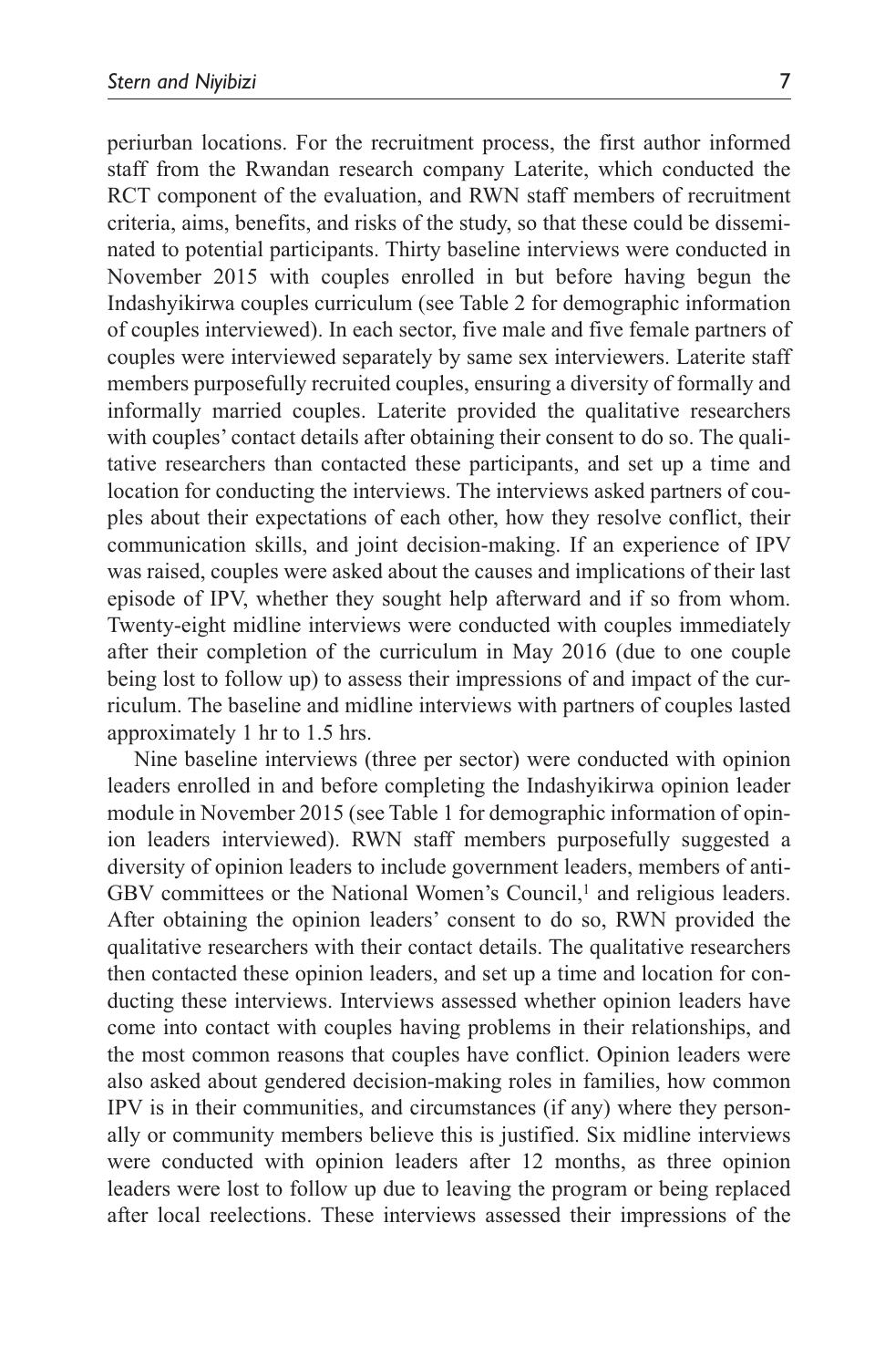periurban locations. For the recruitment process, the first author informed staff from the Rwandan research company Laterite, which conducted the RCT component of the evaluation, and RWN staff members of recruitment criteria, aims, benefits, and risks of the study, so that these could be disseminated to potential participants. Thirty baseline interviews were conducted in November 2015 with couples enrolled in but before having begun the Indashyikirwa couples curriculum (see Table 2 for demographic information of couples interviewed). In each sector, five male and five female partners of couples were interviewed separately by same sex interviewers. Laterite staff members purposefully recruited couples, ensuring a diversity of formally and informally married couples. Laterite provided the qualitative researchers with couples' contact details after obtaining their consent to do so. The qualitative researchers than contacted these participants, and set up a time and location for conducting the interviews. The interviews asked partners of couples about their expectations of each other, how they resolve conflict, their communication skills, and joint decision-making. If an experience of IPV was raised, couples were asked about the causes and implications of their last episode of IPV, whether they sought help afterward and if so from whom. Twenty-eight midline interviews were conducted with couples immediately after their completion of the curriculum in May 2016 (due to one couple being lost to follow up) to assess their impressions of and impact of the curriculum. The baseline and midline interviews with partners of couples lasted approximately 1 hr to 1.5 hrs.

Nine baseline interviews (three per sector) were conducted with opinion leaders enrolled in and before completing the Indashyikirwa opinion leader module in November 2015 (see Table 1 for demographic information of opinion leaders interviewed). RWN staff members purposefully suggested a diversity of opinion leaders to include government leaders, members of anti-GBV committees or the National Women's Council,[1] and religious leaders. After obtaining the opinion leaders' consent to do so, RWN provided the qualitative researchers with their contact details. The qualitative researchers then contacted these opinion leaders, and set up a time and location for conducting these interviews. Interviews assessed whether opinion leaders have come into contact with couples having problems in their relationships, and the most common reasons that couples have conflict. Opinion leaders were also asked about gendered decision-making roles in families, how common IPV is in their communities, and circumstances (if any) where they personally or community members believe this is justified. Six midline interviews were conducted with opinion leaders after 12 months, as three opinion leaders were lost to follow up due to leaving the program or being replaced after local reelections. These interviews assessed their impressions of the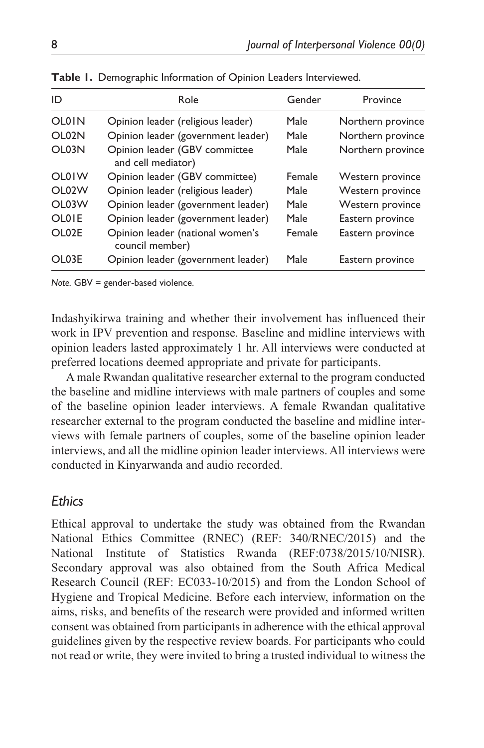**Table 1.** Demographic Information of Opinion Leaders Interviewed.

| ID | Role | Gender | Province |
|---|---|---|---|
| OL01N | Opinion leader (religious leader) | Male | Northern province |
| OL02N | Opinion leader (government leader) | Male | Northern province |
| OL03N | Opinion leader (GBV committee and cell mediator) | Male | Northern province |
| OL01W | Opinion leader (GBV committee) | Female | Western province |
| OL02W | Opinion leader (religious leader) | Male | Western province |
| OL03W | Opinion leader (government leader) | Male | Western province |
| OL01E | Opinion leader (government leader) | Male | Eastern province |
| OL02E | Opinion leader (national women's council member) | Female | Eastern province |
| OL03E | Opinion leader (government leader) | Male | Eastern province |

*Note.* GBV = gender-based violence.

Indashyikirwa training and whether their involvement has influenced their work in IPV prevention and response. Baseline and midline interviews with opinion leaders lasted approximately 1 hr. All interviews were conducted at preferred locations deemed appropriate and private for participants.

A male Rwandan qualitative researcher external to the program conducted the baseline and midline interviews with male partners of couples and some of the baseline opinion leader interviews. A female Rwandan qualitative researcher external to the program conducted the baseline and midline interviews with female partners of couples, some of the baseline opinion leader interviews, and all the midline opinion leader interviews. All interviews were conducted in Kinyarwanda and audio recorded.

### *Ethics*

Ethical approval to undertake the study was obtained from the Rwandan National Ethics Committee (RNEC) (REF: 340/RNEC/2015) and the National Institute of Statistics Rwanda (REF:0738/2015/10/NISR). Secondary approval was also obtained from the South Africa Medical Research Council (REF: EC033-10/2015) and from the London School of Hygiene and Tropical Medicine. Before each interview, information on the aims, risks, and benefits of the research were provided and informed written consent was obtained from participants in adherence with the ethical approval guidelines given by the respective review boards. For participants who could not read or write, they were invited to bring a trusted individual to witness the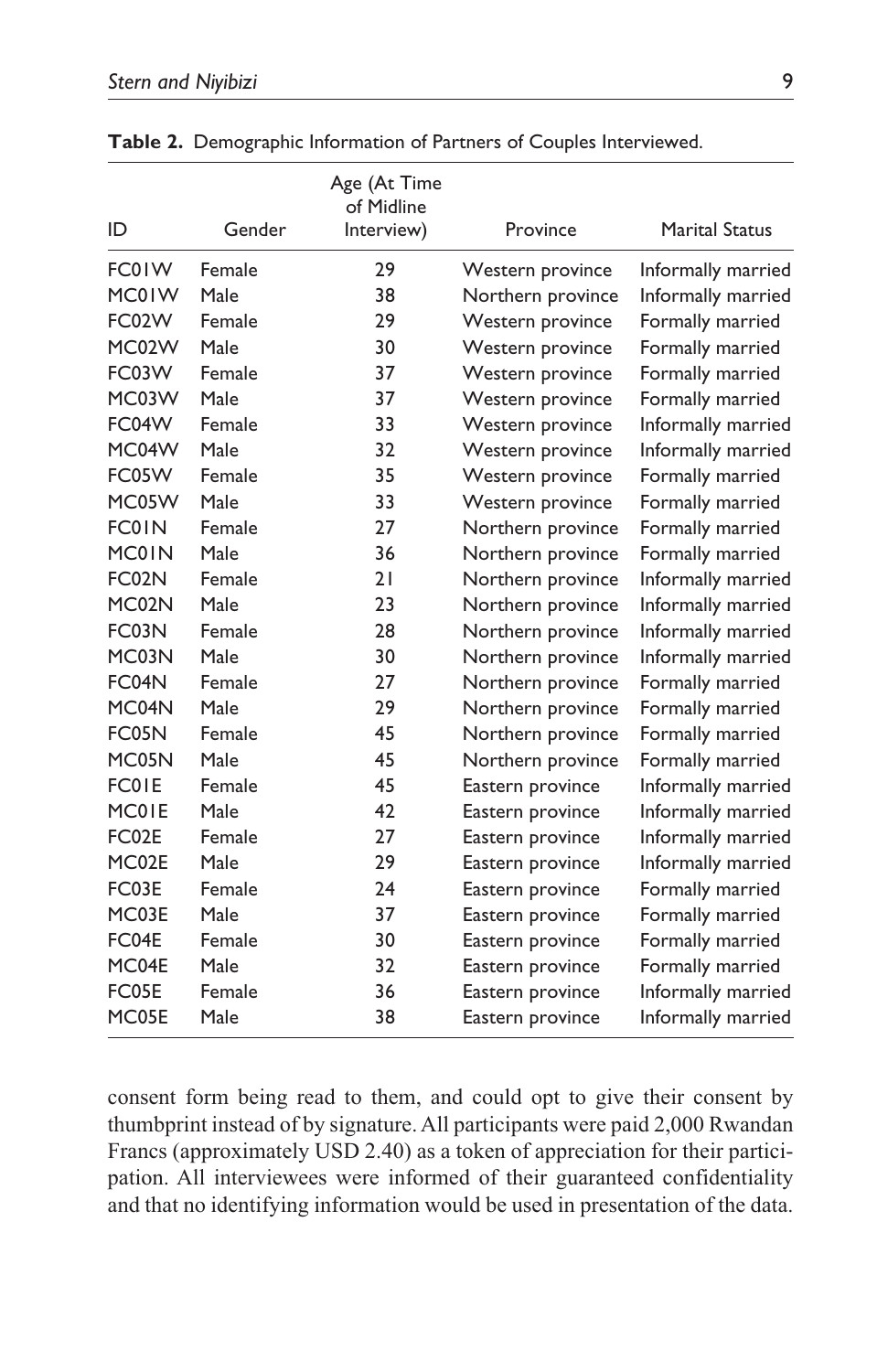**Table 2.** Demographic Information of Partners of Couples Interviewed.

| ID | Gender | Age (At Time of Midline Interview) | Province | Marital Status |
|---|---|---|---|---|
| FC01W | Female | 29 | Western province | Informally married |
| MC01W | Male | 38 | Northern province | Informally married |
| FC02W | Female | 29 | Western province | Formally married |
| MC02W | Male | 30 | Western province | Formally married |
| FC03W | Female | 37 | Western province | Formally married |
| MC03W | Male | 37 | Western province | Formally married |
| FC04W | Female | 33 | Western province | Informally married |
| MC04W | Male | 32 | Western province | Informally married |
| FC05W | Female | 35 | Western province | Formally married |
| MC05W | Male | 33 | Western province | Formally married |
| FC01N | Female | 27 | Northern province | Formally married |
| MC01N | Male | 36 | Northern province | Formally married |
| FC02N | Female | 21 | Northern province | Informally married |
| MC02N | Male | 23 | Northern province | Informally married |
| FC03N | Female | 28 | Northern province | Informally married |
| MC03N | Male | 30 | Northern province | Informally married |
| FC04N | Female | 27 | Northern province | Formally married |
| MC04N | Male | 29 | Northern province | Formally married |
| FC05N | Female | 45 | Northern province | Formally married |
| MC05N | Male | 45 | Northern province | Formally married |
| FC01E | Female | 45 | Eastern province | Informally married |
| MC01E | Male | 42 | Eastern province | Informally married |
| FC02E | Female | 27 | Eastern province | Informally married |
| MC02E | Male | 29 | Eastern province | Informally married |
| FC03E | Female | 24 | Eastern province | Formally married |
| MC03E | Male | 37 | Eastern province | Formally married |
| FC04E | Female | 30 | Eastern province | Formally married |
| MC04E | Male | 32 | Eastern province | Formally married |
| FC05E | Female | 36 | Eastern province | Informally married |
| MC05E | Male | 38 | Eastern province | Informally married |

consent form being read to them, and could opt to give their consent by thumbprint instead of by signature. All participants were paid 2,000 Rwandan Francs (approximately USD 2.40) as a token of appreciation for their participation. All interviewees were informed of their guaranteed confidentiality and that no identifying information would be used in presentation of the data.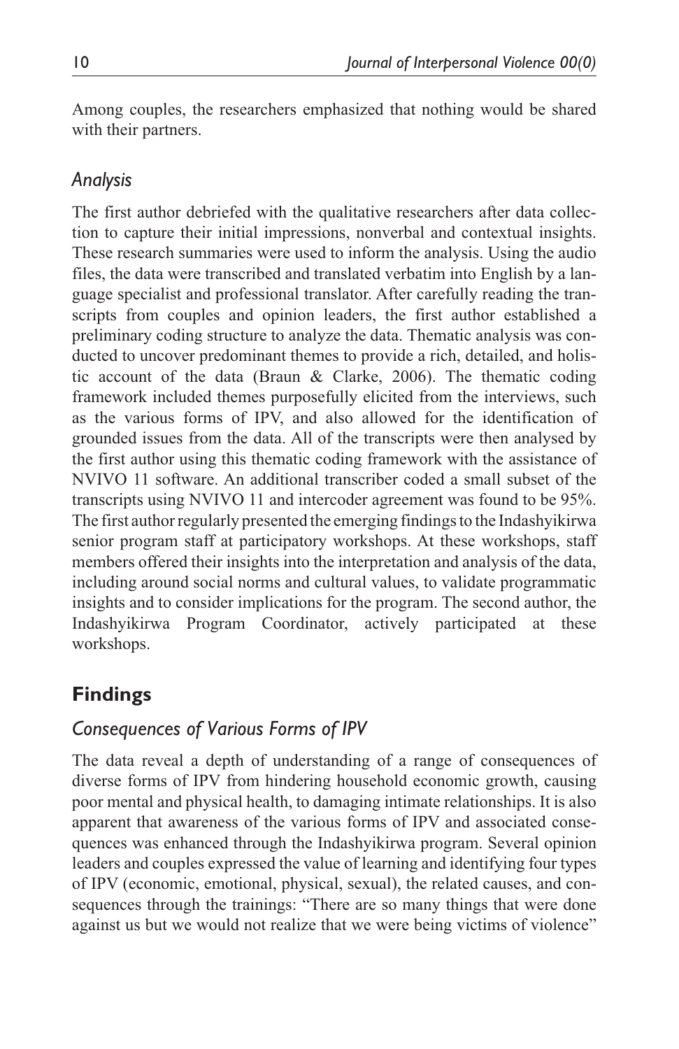Among couples, the researchers emphasized that nothing would be shared with their partners.

### *Analysis*

The first author debriefed with the qualitative researchers after data collection to capture their initial impressions, nonverbal and contextual insights. These research summaries were used to inform the analysis. Using the audio files, the data were transcribed and translated verbatim into English by a language specialist and professional translator. After carefully reading the transcripts from couples and opinion leaders, the first author established a preliminary coding structure to analyze the data. Thematic analysis was conducted to uncover predominant themes to provide a rich, detailed, and holistic account of the data (Braun & Clarke, 2006). The thematic coding framework included themes purposefully elicited from the interviews, such as the various forms of IPV, and also allowed for the identification of grounded issues from the data. All of the transcripts were then analysed by the first author using this thematic coding framework with the assistance of NVIVO 11 software. An additional transcriber coded a small subset of the transcripts using NVIVO 11 and intercoder agreement was found to be 95%. The first author regularly presented the emerging findings to the Indashyikirwa senior program staff at participatory workshops. At these workshops, staff members offered their insights into the interpretation and analysis of the data, including around social norms and cultural values, to validate programmatic insights and to consider implications for the program. The second author, the Indashyikirwa Program Coordinator, actively participated at these workshops.

## **Findings**

### *Consequences of Various Forms of IPV*

The data reveal a depth of understanding of a range of consequences of diverse forms of IPV from hindering household economic growth, causing poor mental and physical health, to damaging intimate relationships. It is also apparent that awareness of the various forms of IPV and associated consequences was enhanced through the Indashyikirwa program. Several opinion leaders and couples expressed the value of learning and identifying four types of IPV (economic, emotional, physical, sexual), the related causes, and consequences through the trainings: "There are so many things that were done against us but we would not realize that we were being victims of violence"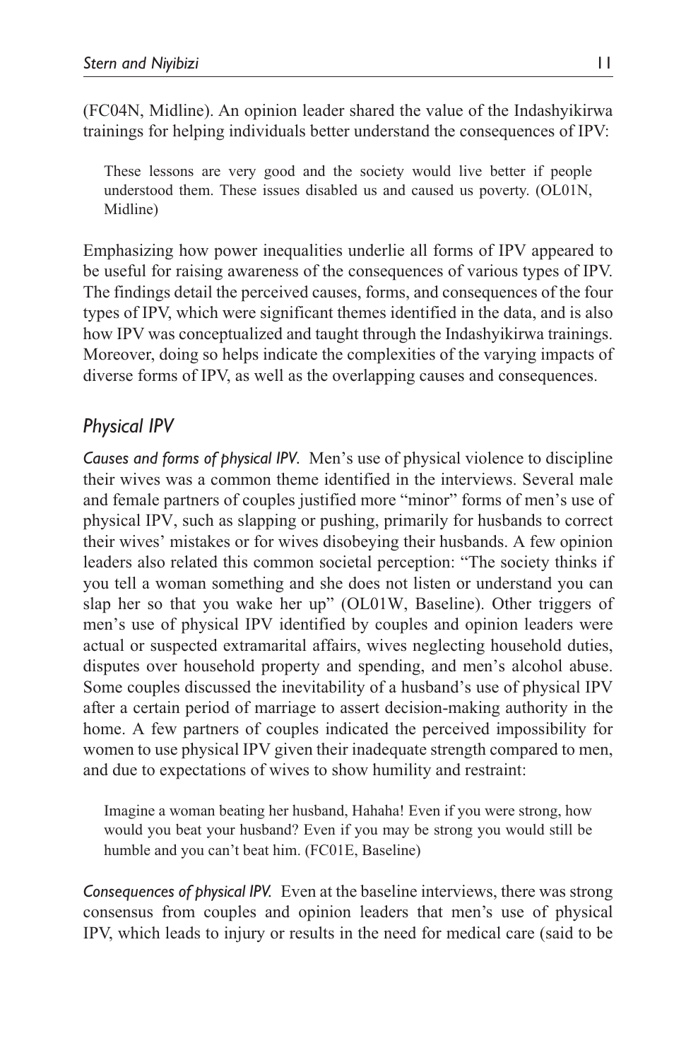(FC04N, Midline). An opinion leader shared the value of the Indashyikirwa trainings for helping individuals better understand the consequences of IPV:

> These lessons are very good and the society would live better if people understood them. These issues disabled us and caused us poverty. (OL01N, Midline)

Emphasizing how power inequalities underlie all forms of IPV appeared to be useful for raising awareness of the consequences of various types of IPV. The findings detail the perceived causes, forms, and consequences of the four types of IPV, which were significant themes identified in the data, and is also how IPV was conceptualized and taught through the Indashyikirwa trainings. Moreover, doing so helps indicate the complexities of the varying impacts of diverse forms of IPV, as well as the overlapping causes and consequences.

## Physical IPV

*Causes and forms of physical IPV.* Men's use of physical violence to discipline their wives was a common theme identified in the interviews. Several male and female partners of couples justified more "minor" forms of men's use of physical IPV, such as slapping or pushing, primarily for husbands to correct their wives' mistakes or for wives disobeying their husbands. A few opinion leaders also related this common societal perception: "The society thinks if you tell a woman something and she does not listen or understand you can slap her so that you wake her up" (OL01W, Baseline). Other triggers of men's use of physical IPV identified by couples and opinion leaders were actual or suspected extramarital affairs, wives neglecting household duties, disputes over household property and spending, and men's alcohol abuse. Some couples discussed the inevitability of a husband's use of physical IPV after a certain period of marriage to assert decision-making authority in the home. A few partners of couples indicated the perceived impossibility for women to use physical IPV given their inadequate strength compared to men, and due to expectations of wives to show humility and restraint:

> Imagine a woman beating her husband, Hahaha! Even if you were strong, how would you beat your husband? Even if you may be strong you would still be humble and you can't beat him. (FC01E, Baseline)

*Consequences of physical IPV.* Even at the baseline interviews, there was strong consensus from couples and opinion leaders that men's use of physical IPV, which leads to injury or results in the need for medical care (said to be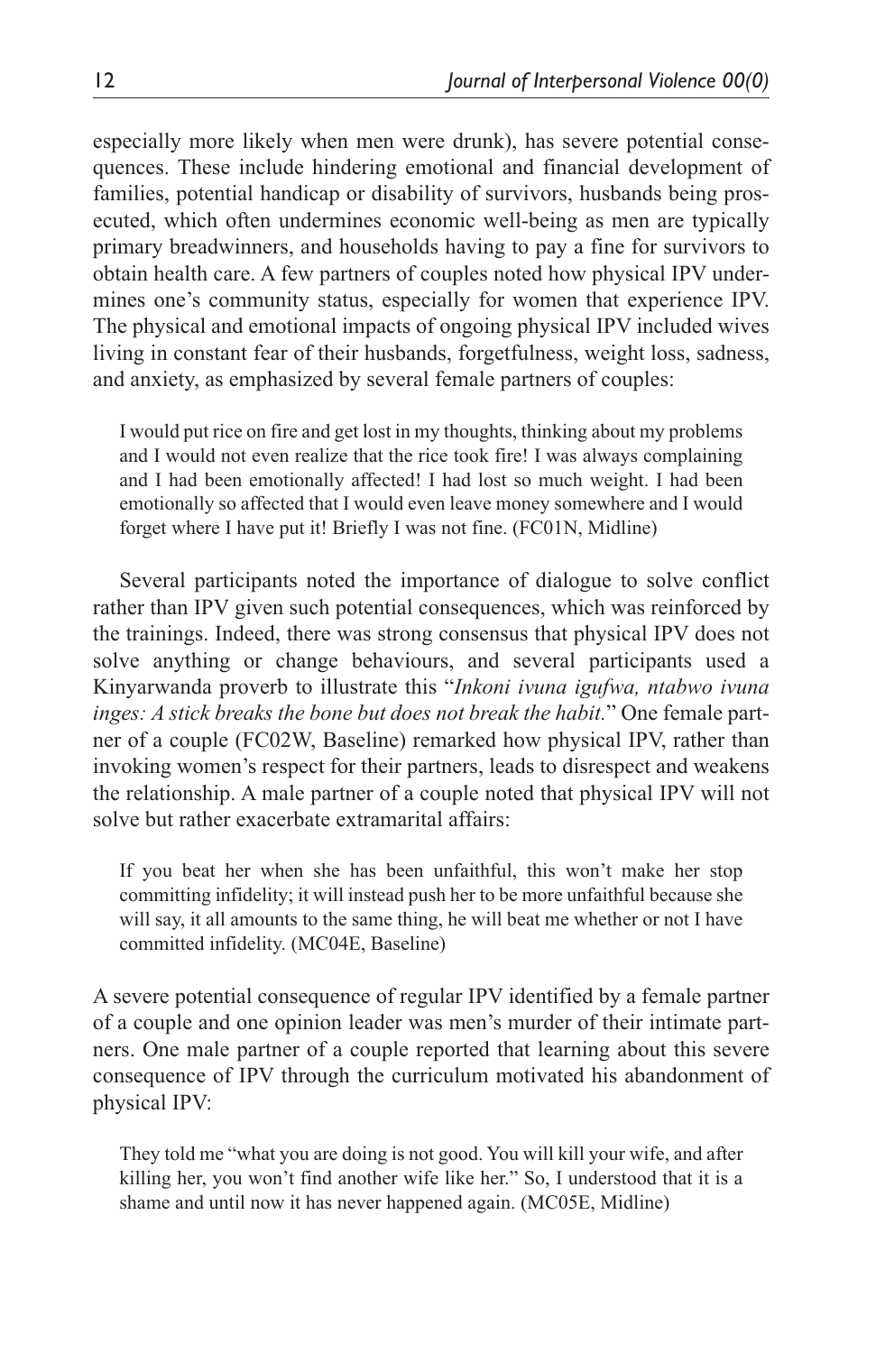especially more likely when men were drunk), has severe potential consequences. These include hindering emotional and financial development of families, potential handicap or disability of survivors, husbands being prosecuted, which often undermines economic well-being as men are typically primary breadwinners, and households having to pay a fine for survivors to obtain health care. A few partners of couples noted how physical IPV undermines one's community status, especially for women that experience IPV. The physical and emotional impacts of ongoing physical IPV included wives living in constant fear of their husbands, forgetfulness, weight loss, sadness, and anxiety, as emphasized by several female partners of couples:

> I would put rice on fire and get lost in my thoughts, thinking about my problems and I would not even realize that the rice took fire! I was always complaining and I had been emotionally affected! I had lost so much weight. I had been emotionally so affected that I would even leave money somewhere and I would forget where I have put it! Briefly I was not fine. (FC01N, Midline)

Several participants noted the importance of dialogue to solve conflict rather than IPV given such potential consequences, which was reinforced by the trainings. Indeed, there was strong consensus that physical IPV does not solve anything or change behaviours, and several participants used a Kinyarwanda proverb to illustrate this "*Inkoni ivuna igufwa, ntabwo ivuna inges: A stick breaks the bone but does not break the habit.*" One female partner of a couple (FC02W, Baseline) remarked how physical IPV, rather than invoking women's respect for their partners, leads to disrespect and weakens the relationship. A male partner of a couple noted that physical IPV will not solve but rather exacerbate extramarital affairs:

> If you beat her when she has been unfaithful, this won't make her stop committing infidelity; it will instead push her to be more unfaithful because she will say, it all amounts to the same thing, he will beat me whether or not I have committed infidelity. (MC04E, Baseline)

A severe potential consequence of regular IPV identified by a female partner of a couple and one opinion leader was men's murder of their intimate partners. One male partner of a couple reported that learning about this severe consequence of IPV through the curriculum motivated his abandonment of physical IPV:

> They told me "what you are doing is not good. You will kill your wife, and after killing her, you won't find another wife like her." So, I understood that it is a shame and until now it has never happened again. (MC05E, Midline)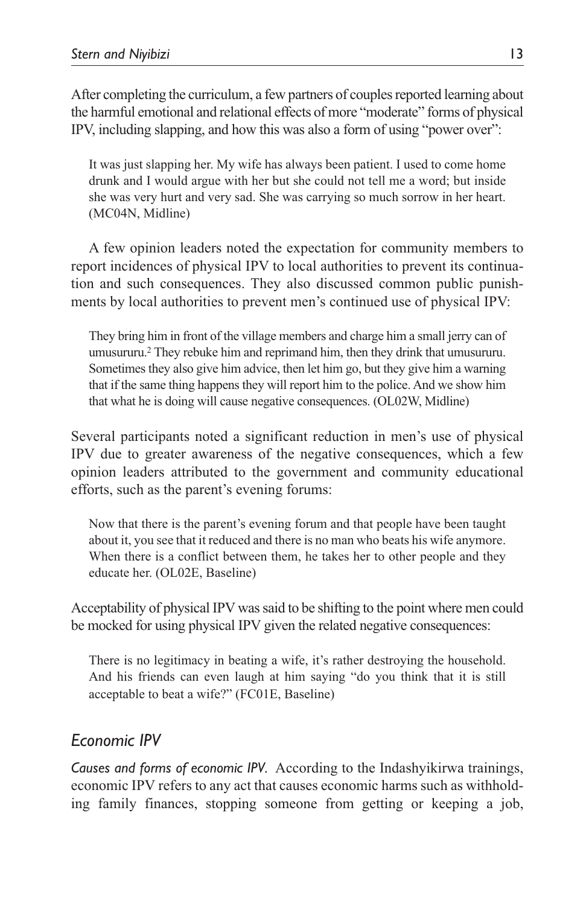After completing the curriculum, a few partners of couples reported learning about the harmful emotional and relational effects of more "moderate" forms of physical IPV, including slapping, and how this was also a form of using "power over":

> It was just slapping her. My wife has always been patient. I used to come home drunk and I would argue with her but she could not tell me a word; but inside she was very hurt and very sad. She was carrying so much sorrow in her heart. (MC04N, Midline)

A few opinion leaders noted the expectation for community members to report incidences of physical IPV to local authorities to prevent its continuation and such consequences. They also discussed common public punishments by local authorities to prevent men's continued use of physical IPV:

> They bring him in front of the village members and charge him a small jerry can of umusururu.[2] They rebuke him and reprimand him, then they drink that umusururu. Sometimes they also give him advice, then let him go, but they give him a warning that if the same thing happens they will report him to the police. And we show him that what he is doing will cause negative consequences. (OL02W, Midline)

Several participants noted a significant reduction in men's use of physical IPV due to greater awareness of the negative consequences, which a few opinion leaders attributed to the government and community educational efforts, such as the parent's evening forums:

> Now that there is the parent's evening forum and that people have been taught about it, you see that it reduced and there is no man who beats his wife anymore. When there is a conflict between them, he takes her to other people and they educate her. (OL02E, Baseline)

Acceptability of physical IPV was said to be shifting to the point where men could be mocked for using physical IPV given the related negative consequences:

> There is no legitimacy in beating a wife, it's rather destroying the household. And his friends can even laugh at him saying "do you think that it is still acceptable to beat a wife?" (FC01E, Baseline)

## Economic IPV

*Causes and forms of economic IPV.* According to the Indashyikirwa trainings, economic IPV refers to any act that causes economic harms such as withholding family finances, stopping someone from getting or keeping a job,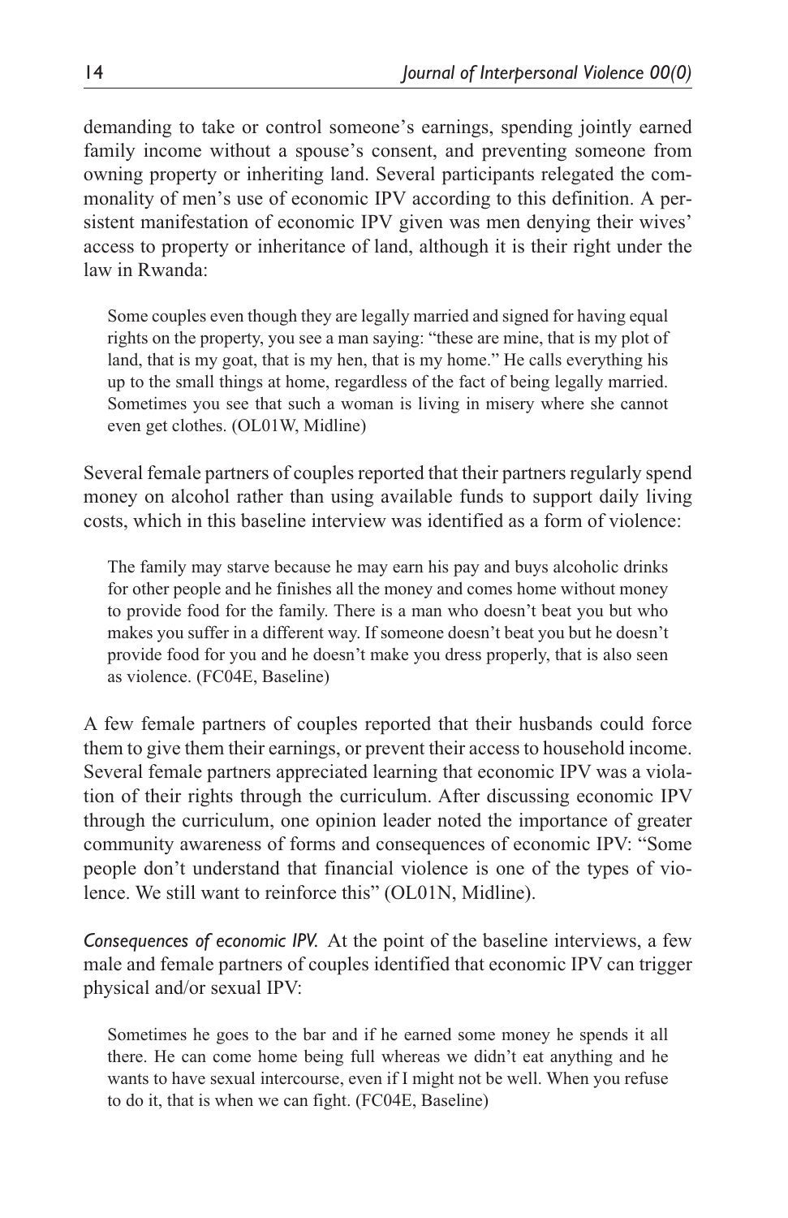demanding to take or control someone's earnings, spending jointly earned family income without a spouse's consent, and preventing someone from owning property or inheriting land. Several participants relegated the commonality of men's use of economic IPV according to this definition. A persistent manifestation of economic IPV given was men denying their wives' access to property or inheritance of land, although it is their right under the law in Rwanda:

> Some couples even though they are legally married and signed for having equal rights on the property, you see a man saying: "these are mine, that is my plot of land, that is my goat, that is my hen, that is my home." He calls everything his up to the small things at home, regardless of the fact of being legally married. Sometimes you see that such a woman is living in misery where she cannot even get clothes. (OL01W, Midline)

Several female partners of couples reported that their partners regularly spend money on alcohol rather than using available funds to support daily living costs, which in this baseline interview was identified as a form of violence:

> The family may starve because he may earn his pay and buys alcoholic drinks for other people and he finishes all the money and comes home without money to provide food for the family. There is a man who doesn't beat you but who makes you suffer in a different way. If someone doesn't beat you but he doesn't provide food for you and he doesn't make you dress properly, that is also seen as violence. (FC04E, Baseline)

A few female partners of couples reported that their husbands could force them to give them their earnings, or prevent their access to household income. Several female partners appreciated learning that economic IPV was a violation of their rights through the curriculum. After discussing economic IPV through the curriculum, one opinion leader noted the importance of greater community awareness of forms and consequences of economic IPV: "Some people don't understand that financial violence is one of the types of violence. We still want to reinforce this" (OL01N, Midline).

*Consequences of economic IPV.* At the point of the baseline interviews, a few male and female partners of couples identified that economic IPV can trigger physical and/or sexual IPV:

> Sometimes he goes to the bar and if he earned some money he spends it all there. He can come home being full whereas we didn't eat anything and he wants to have sexual intercourse, even if I might not be well. When you refuse to do it, that is when we can fight. (FC04E, Baseline)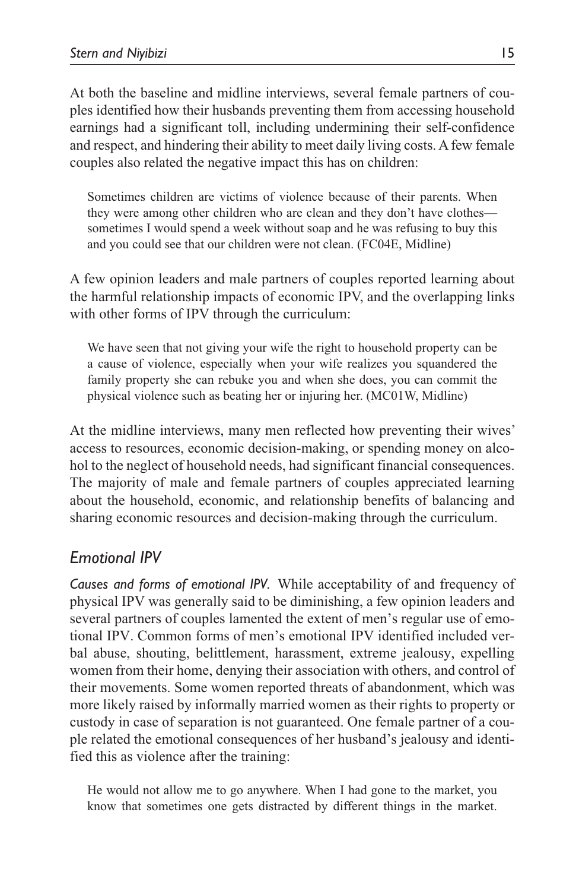At both the baseline and midline interviews, several female partners of couples identified how their husbands preventing them from accessing household earnings had a significant toll, including undermining their self-confidence and respect, and hindering their ability to meet daily living costs. A few female couples also related the negative impact this has on children:

> Sometimes children are victims of violence because of their parents. When they were among other children who are clean and they don't have clothes—sometimes I would spend a week without soap and he was refusing to buy this and you could see that our children were not clean. (FC04E, Midline)

A few opinion leaders and male partners of couples reported learning about the harmful relationship impacts of economic IPV, and the overlapping links with other forms of IPV through the curriculum:

> We have seen that not giving your wife the right to household property can be a cause of violence, especially when your wife realizes you squandered the family property she can rebuke you and when she does, you can commit the physical violence such as beating her or injuring her. (MC01W, Midline)

At the midline interviews, many men reflected how preventing their wives' access to resources, economic decision-making, or spending money on alcohol to the neglect of household needs, had significant financial consequences. The majority of male and female partners of couples appreciated learning about the household, economic, and relationship benefits of balancing and sharing economic resources and decision-making through the curriculum.

## *Emotional IPV*

*Causes and forms of emotional IPV.* While acceptability of and frequency of physical IPV was generally said to be diminishing, a few opinion leaders and several partners of couples lamented the extent of men's regular use of emotional IPV. Common forms of men's emotional IPV identified included verbal abuse, shouting, belittlement, harassment, extreme jealousy, expelling women from their home, denying their association with others, and control of their movements. Some women reported threats of abandonment, which was more likely raised by informally married women as their rights to property or custody in case of separation is not guaranteed. One female partner of a couple related the emotional consequences of her husband's jealousy and identified this as violence after the training:

> He would not allow me to go anywhere. When I had gone to the market, you know that sometimes one gets distracted by different things in the market.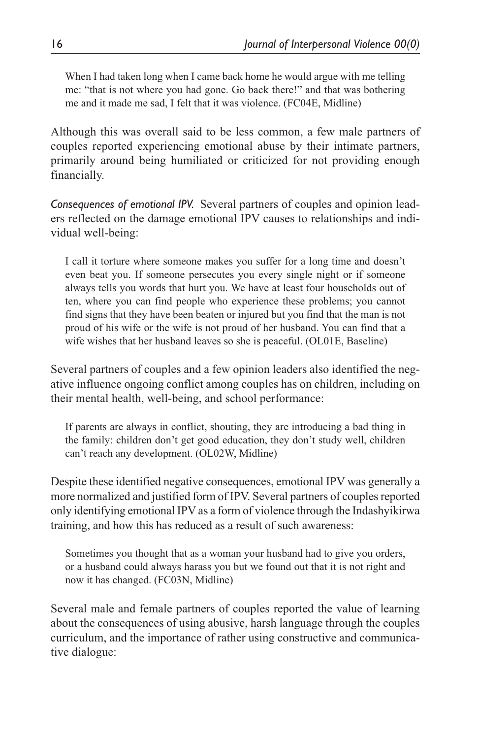> When I had taken long when I came back home he would argue with me telling me: "that is not where you had gone. Go back there!" and that was bothering me and it made me sad, I felt that it was violence. (FC04E, Midline)

Although this was overall said to be less common, a few male partners of couples reported experiencing emotional abuse by their intimate partners, primarily around being humiliated or criticized for not providing enough financially.

*Consequences of emotional IPV.* Several partners of couples and opinion leaders reflected on the damage emotional IPV causes to relationships and individual well-being:

> I call it torture where someone makes you suffer for a long time and doesn't even beat you. If someone persecutes you every single night or if someone always tells you words that hurt you. We have at least four households out of ten, where you can find people who experience these problems; you cannot find signs that they have been beaten or injured but you find that the man is not proud of his wife or the wife is not proud of her husband. You can find that a wife wishes that her husband leaves so she is peaceful. (OL01E, Baseline)

Several partners of couples and a few opinion leaders also identified the negative influence ongoing conflict among couples has on children, including on their mental health, well-being, and school performance:

> If parents are always in conflict, shouting, they are introducing a bad thing in the family: children don't get good education, they don't study well, children can't reach any development. (OL02W, Midline)

Despite these identified negative consequences, emotional IPV was generally a more normalized and justified form of IPV. Several partners of couples reported only identifying emotional IPV as a form of violence through the Indashyikirwa training, and how this has reduced as a result of such awareness:

> Sometimes you thought that as a woman your husband had to give you orders, or a husband could always harass you but we found out that it is not right and now it has changed. (FC03N, Midline)

Several male and female partners of couples reported the value of learning about the consequences of using abusive, harsh language through the couples curriculum, and the importance of rather using constructive and communicative dialogue: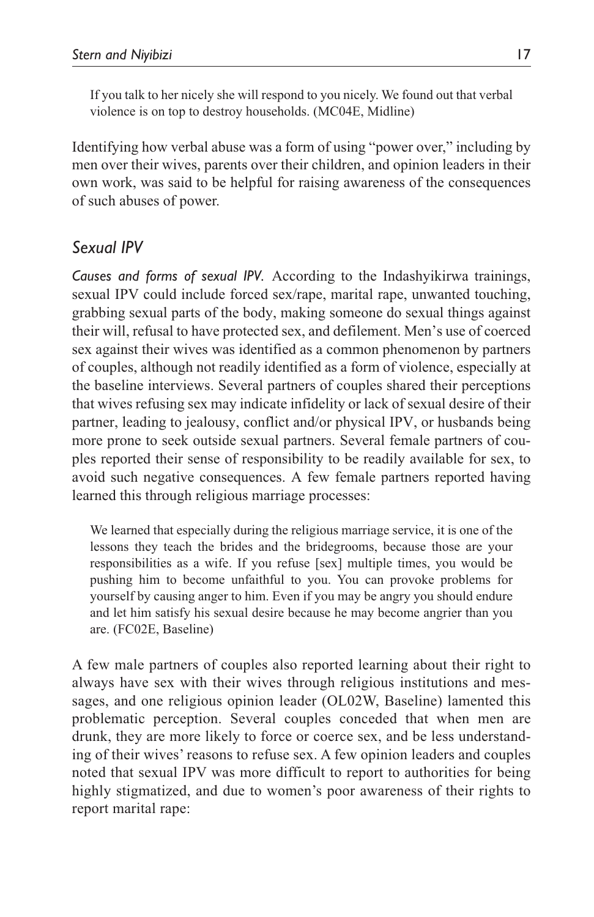> If you talk to her nicely she will respond to you nicely. We found out that verbal violence is on top to destroy households. (MC04E, Midline)

Identifying how verbal abuse was a form of using "power over," including by men over their wives, parents over their children, and opinion leaders in their own work, was said to be helpful for raising awareness of the consequences of such abuses of power.

## *Sexual IPV*

*Causes and forms of sexual IPV.* According to the Indashyikirwa trainings, sexual IPV could include forced sex/rape, marital rape, unwanted touching, grabbing sexual parts of the body, making someone do sexual things against their will, refusal to have protected sex, and defilement. Men's use of coerced sex against their wives was identified as a common phenomenon by partners of couples, although not readily identified as a form of violence, especially at the baseline interviews. Several partners of couples shared their perceptions that wives refusing sex may indicate infidelity or lack of sexual desire of their partner, leading to jealousy, conflict and/or physical IPV, or husbands being more prone to seek outside sexual partners. Several female partners of couples reported their sense of responsibility to be readily available for sex, to avoid such negative consequences. A few female partners reported having learned this through religious marriage processes:

> We learned that especially during the religious marriage service, it is one of the lessons they teach the brides and the bridegrooms, because those are your responsibilities as a wife. If you refuse [sex] multiple times, you would be pushing him to become unfaithful to you. You can provoke problems for yourself by causing anger to him. Even if you may be angry you should endure and let him satisfy his sexual desire because he may become angrier than you are. (FC02E, Baseline)

A few male partners of couples also reported learning about their right to always have sex with their wives through religious institutions and messages, and one religious opinion leader (OL02W, Baseline) lamented this problematic perception. Several couples conceded that when men are drunk, they are more likely to force or coerce sex, and be less understanding of their wives' reasons to refuse sex. A few opinion leaders and couples noted that sexual IPV was more difficult to report to authorities for being highly stigmatized, and due to women's poor awareness of their rights to report marital rape: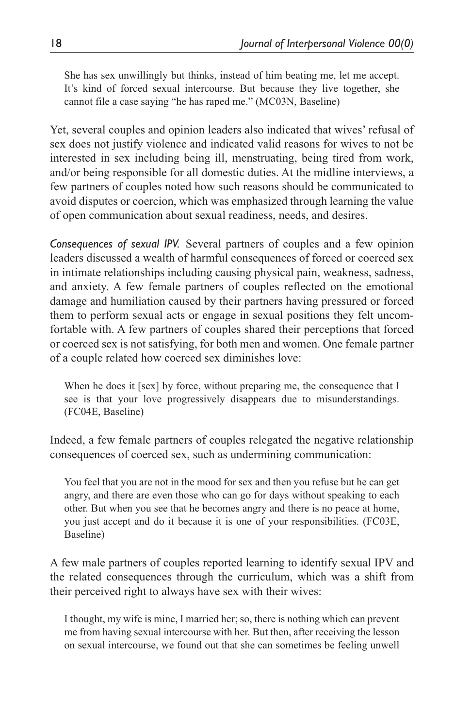> She has sex unwillingly but thinks, instead of him beating me, let me accept. It's kind of forced sexual intercourse. But because they live together, she cannot file a case saying "he has raped me." (MC03N, Baseline)

Yet, several couples and opinion leaders also indicated that wives' refusal of sex does not justify violence and indicated valid reasons for wives to not be interested in sex including being ill, menstruating, being tired from work, and/or being responsible for all domestic duties. At the midline interviews, a few partners of couples noted how such reasons should be communicated to avoid disputes or coercion, which was emphasized through learning the value of open communication about sexual readiness, needs, and desires.

*Consequences of sexual IPV.* Several partners of couples and a few opinion leaders discussed a wealth of harmful consequences of forced or coerced sex in intimate relationships including causing physical pain, weakness, sadness, and anxiety. A few female partners of couples reflected on the emotional damage and humiliation caused by their partners having pressured or forced them to perform sexual acts or engage in sexual positions they felt uncomfortable with. A few partners of couples shared their perceptions that forced or coerced sex is not satisfying, for both men and women. One female partner of a couple related how coerced sex diminishes love:

> When he does it [sex] by force, without preparing me, the consequence that I see is that your love progressively disappears due to misunderstandings. (FC04E, Baseline)

Indeed, a few female partners of couples relegated the negative relationship consequences of coerced sex, such as undermining communication:

> You feel that you are not in the mood for sex and then you refuse but he can get angry, and there are even those who can go for days without speaking to each other. But when you see that he becomes angry and there is no peace at home, you just accept and do it because it is one of your responsibilities. (FC03E, Baseline)

A few male partners of couples reported learning to identify sexual IPV and the related consequences through the curriculum, which was a shift from their perceived right to always have sex with their wives:

> I thought, my wife is mine, I married her; so, there is nothing which can prevent me from having sexual intercourse with her. But then, after receiving the lesson on sexual intercourse, we found out that she can sometimes be feeling unwell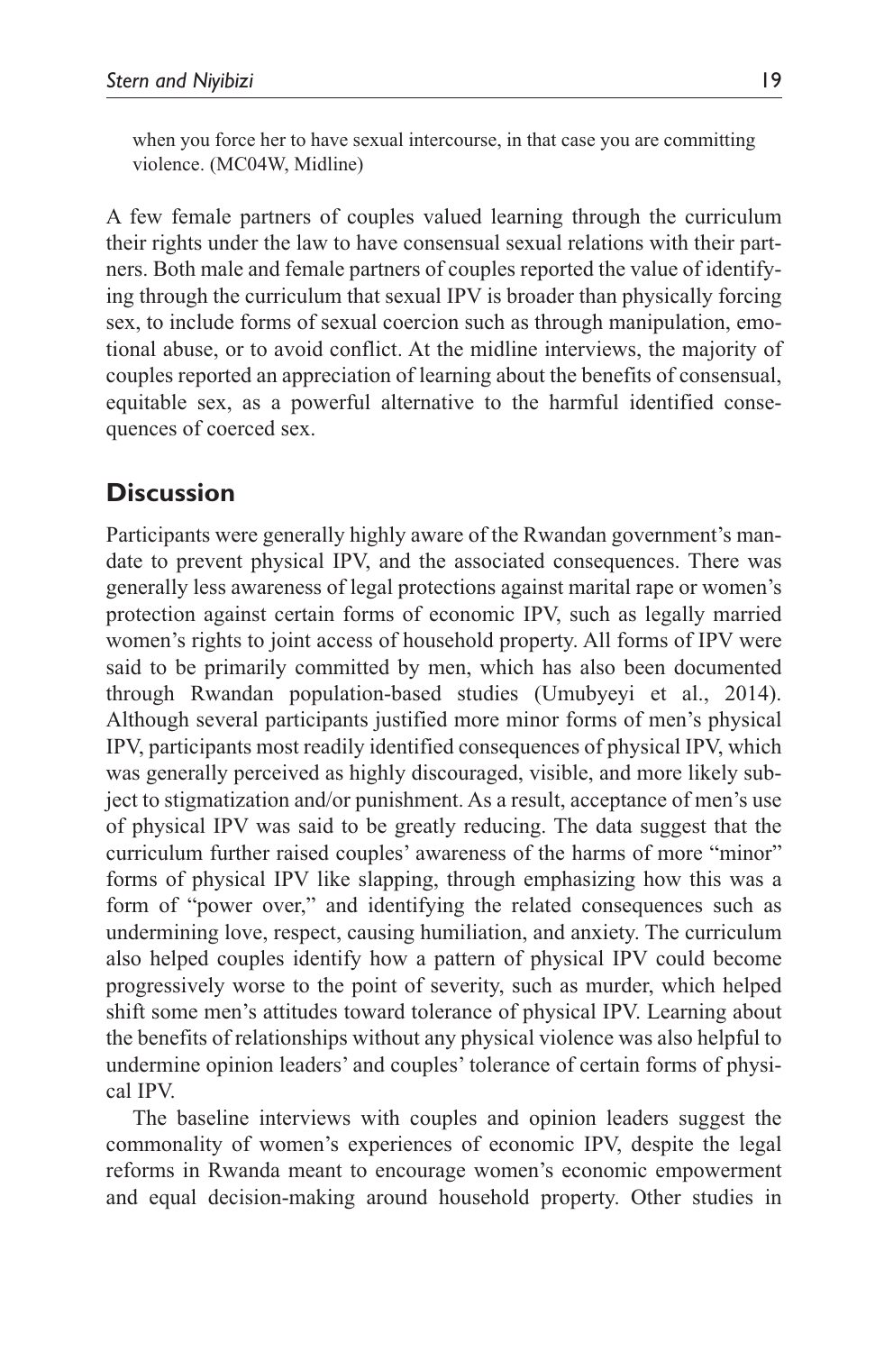> when you force her to have sexual intercourse, in that case you are committing violence. (MC04W, Midline)

A few female partners of couples valued learning through the curriculum their rights under the law to have consensual sexual relations with their partners. Both male and female partners of couples reported the value of identifying through the curriculum that sexual IPV is broader than physically forcing sex, to include forms of sexual coercion such as through manipulation, emotional abuse, or to avoid conflict. At the midline interviews, the majority of couples reported an appreciation of learning about the benefits of consensual, equitable sex, as a powerful alternative to the harmful identified consequences of coerced sex.

## Discussion

Participants were generally highly aware of the Rwandan government's mandate to prevent physical IPV, and the associated consequences. There was generally less awareness of legal protections against marital rape or women's protection against certain forms of economic IPV, such as legally married women's rights to joint access of household property. All forms of IPV were said to be primarily committed by men, which has also been documented through Rwandan population-based studies (Umubyeyi et al., 2014). Although several participants justified more minor forms of men's physical IPV, participants most readily identified consequences of physical IPV, which was generally perceived as highly discouraged, visible, and more likely subject to stigmatization and/or punishment. As a result, acceptance of men's use of physical IPV was said to be greatly reducing. The data suggest that the curriculum further raised couples' awareness of the harms of more "minor" forms of physical IPV like slapping, through emphasizing how this was a form of "power over," and identifying the related consequences such as undermining love, respect, causing humiliation, and anxiety. The curriculum also helped couples identify how a pattern of physical IPV could become progressively worse to the point of severity, such as murder, which helped shift some men's attitudes toward tolerance of physical IPV. Learning about the benefits of relationships without any physical violence was also helpful to undermine opinion leaders' and couples' tolerance of certain forms of physical IPV.

The baseline interviews with couples and opinion leaders suggest the commonality of women's experiences of economic IPV, despite the legal reforms in Rwanda meant to encourage women's economic empowerment and equal decision-making around household property. Other studies in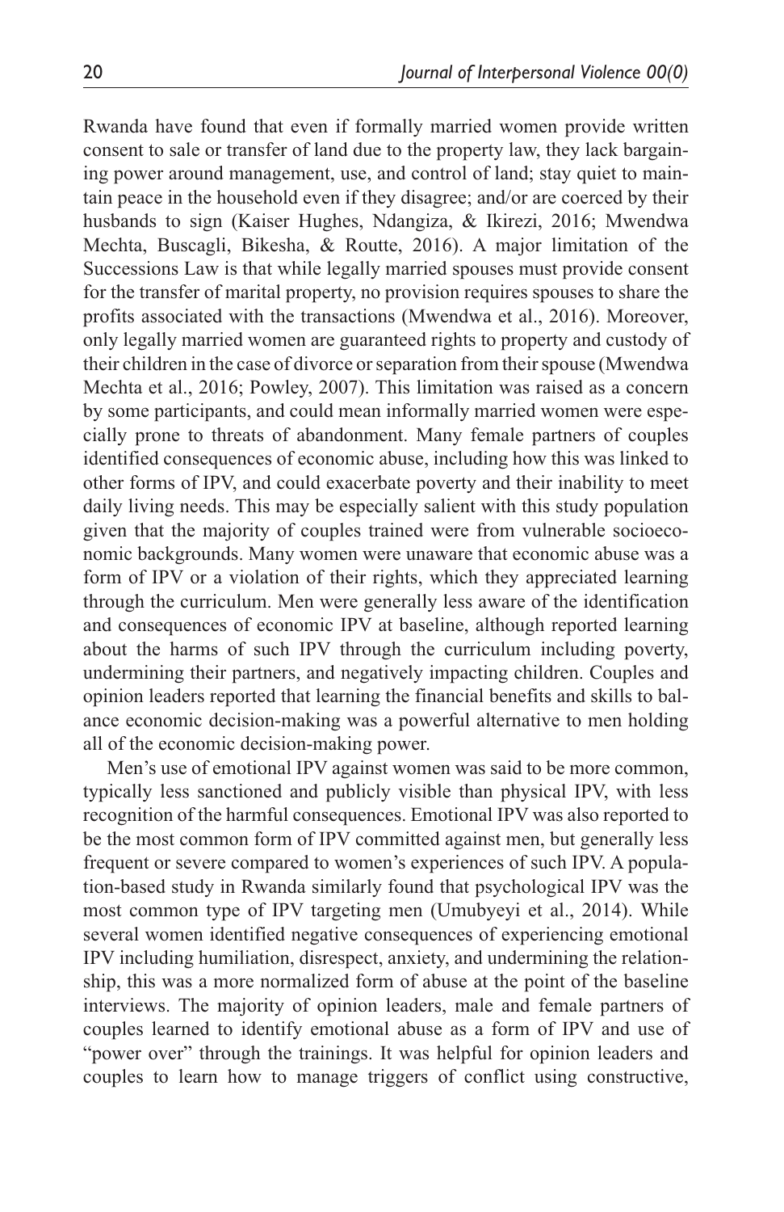Rwanda have found that even if formally married women provide written consent to sale or transfer of land due to the property law, they lack bargaining power around management, use, and control of land; stay quiet to maintain peace in the household even if they disagree; and/or are coerced by their husbands to sign (Kaiser Hughes, Ndangiza, & Ikirezi, 2016; Mwendwa Mechta, Buscagli, Bikesha, & Routte, 2016). A major limitation of the Successions Law is that while legally married spouses must provide consent for the transfer of marital property, no provision requires spouses to share the profits associated with the transactions (Mwendwa et al., 2016). Moreover, only legally married women are guaranteed rights to property and custody of their children in the case of divorce or separation from their spouse (Mwendwa Mechta et al., 2016; Powley, 2007). This limitation was raised as a concern by some participants, and could mean informally married women were especially prone to threats of abandonment. Many female partners of couples identified consequences of economic abuse, including how this was linked to other forms of IPV, and could exacerbate poverty and their inability to meet daily living needs. This may be especially salient with this study population given that the majority of couples trained were from vulnerable socioeconomic backgrounds. Many women were unaware that economic abuse was a form of IPV or a violation of their rights, which they appreciated learning through the curriculum. Men were generally less aware of the identification and consequences of economic IPV at baseline, although reported learning about the harms of such IPV through the curriculum including poverty, undermining their partners, and negatively impacting children. Couples and opinion leaders reported that learning the financial benefits and skills to balance economic decision-making was a powerful alternative to men holding all of the economic decision-making power.

Men's use of emotional IPV against women was said to be more common, typically less sanctioned and publicly visible than physical IPV, with less recognition of the harmful consequences. Emotional IPV was also reported to be the most common form of IPV committed against men, but generally less frequent or severe compared to women's experiences of such IPV. A population-based study in Rwanda similarly found that psychological IPV was the most common type of IPV targeting men (Umubyeyi et al., 2014). While several women identified negative consequences of experiencing emotional IPV including humiliation, disrespect, anxiety, and undermining the relationship, this was a more normalized form of abuse at the point of the baseline interviews. The majority of opinion leaders, male and female partners of couples learned to identify emotional abuse as a form of IPV and use of "power over" through the trainings. It was helpful for opinion leaders and couples to learn how to manage triggers of conflict using constructive,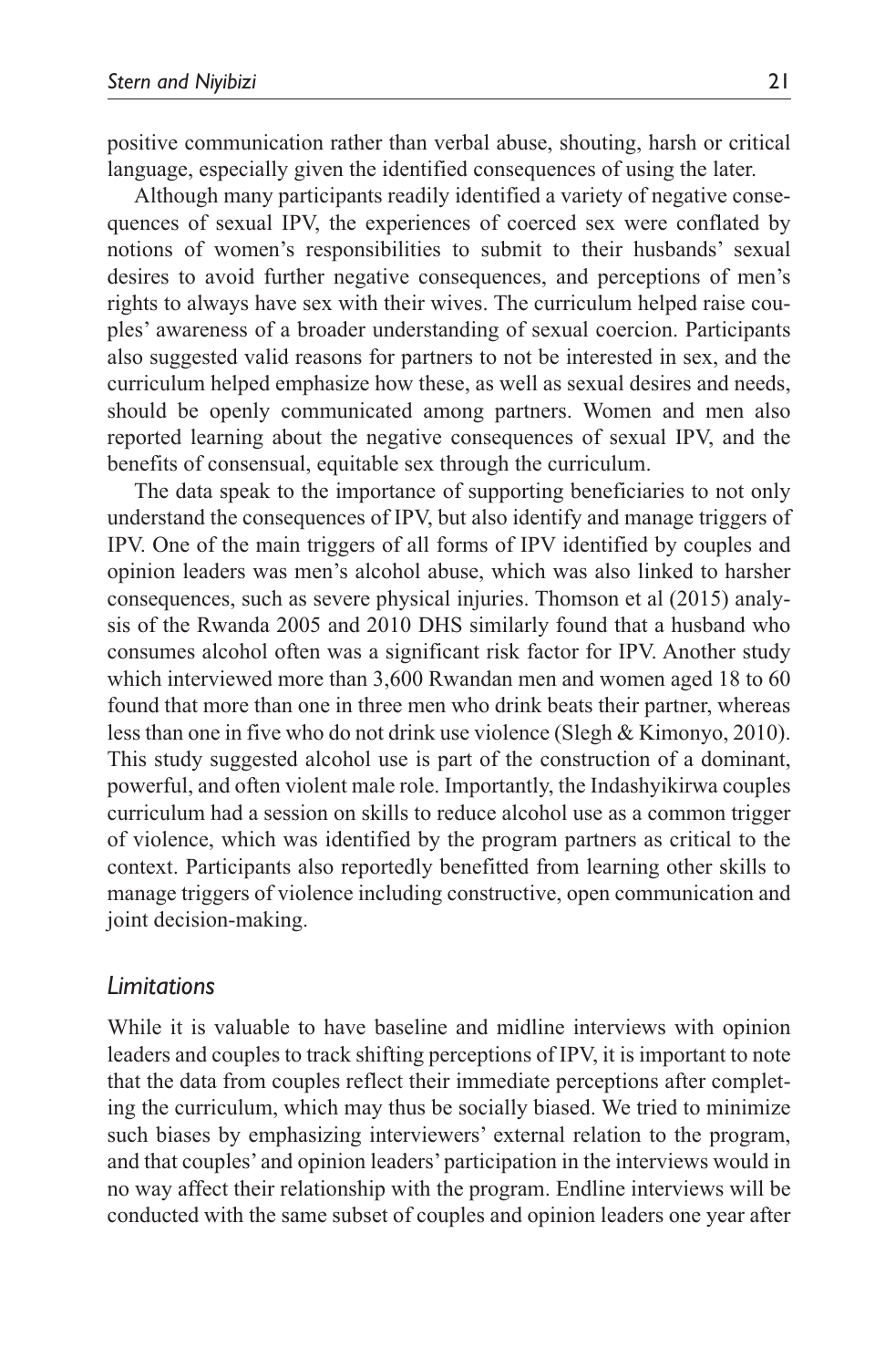positive communication rather than verbal abuse, shouting, harsh or critical language, especially given the identified consequences of using the later.

Although many participants readily identified a variety of negative consequences of sexual IPV, the experiences of coerced sex were conflated by notions of women's responsibilities to submit to their husbands' sexual desires to avoid further negative consequences, and perceptions of men's rights to always have sex with their wives. The curriculum helped raise couples' awareness of a broader understanding of sexual coercion. Participants also suggested valid reasons for partners to not be interested in sex, and the curriculum helped emphasize how these, as well as sexual desires and needs, should be openly communicated among partners. Women and men also reported learning about the negative consequences of sexual IPV, and the benefits of consensual, equitable sex through the curriculum.

The data speak to the importance of supporting beneficiaries to not only understand the consequences of IPV, but also identify and manage triggers of IPV. One of the main triggers of all forms of IPV identified by couples and opinion leaders was men's alcohol abuse, which was also linked to harsher consequences, such as severe physical injuries. Thomson et al (2015) analysis of the Rwanda 2005 and 2010 DHS similarly found that a husband who consumes alcohol often was a significant risk factor for IPV. Another study which interviewed more than 3,600 Rwandan men and women aged 18 to 60 found that more than one in three men who drink beats their partner, whereas less than one in five who do not drink use violence (Slegh & Kimonyo, 2010). This study suggested alcohol use is part of the construction of a dominant, powerful, and often violent male role. Importantly, the Indashyikirwa couples curriculum had a session on skills to reduce alcohol use as a common trigger of violence, which was identified by the program partners as critical to the context. Participants also reportedly benefitted from learning other skills to manage triggers of violence including constructive, open communication and joint decision-making.

### *Limitations*

While it is valuable to have baseline and midline interviews with opinion leaders and couples to track shifting perceptions of IPV, it is important to note that the data from couples reflect their immediate perceptions after completing the curriculum, which may thus be socially biased. We tried to minimize such biases by emphasizing interviewers' external relation to the program, and that couples' and opinion leaders' participation in the interviews would in no way affect their relationship with the program. Endline interviews will be conducted with the same subset of couples and opinion leaders one year after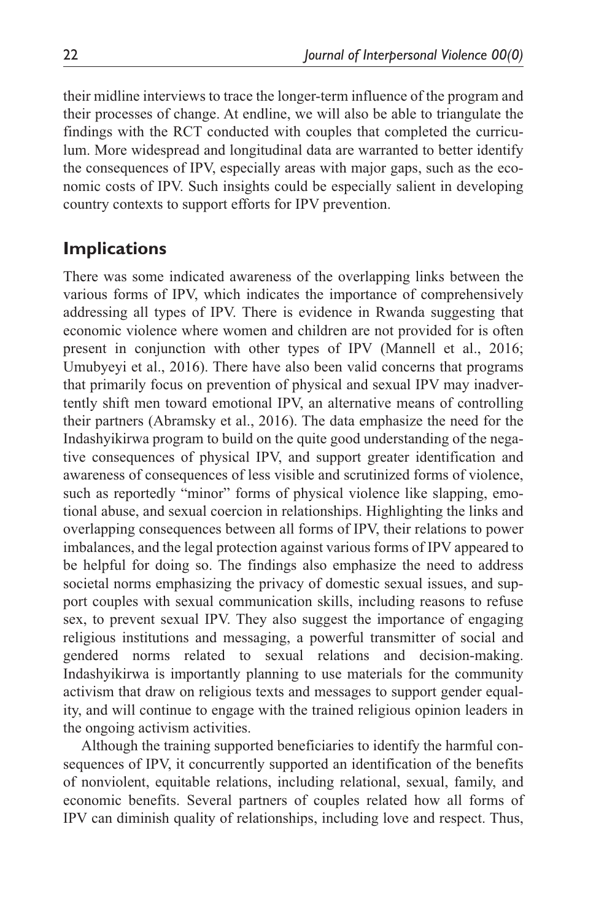their midline interviews to trace the longer-term influence of the program and their processes of change. At endline, we will also be able to triangulate the findings with the RCT conducted with couples that completed the curriculum. More widespread and longitudinal data are warranted to better identify the consequences of IPV, especially areas with major gaps, such as the economic costs of IPV. Such insights could be especially salient in developing country contexts to support efforts for IPV prevention.

## Implications

There was some indicated awareness of the overlapping links between the various forms of IPV, which indicates the importance of comprehensively addressing all types of IPV. There is evidence in Rwanda suggesting that economic violence where women and children are not provided for is often present in conjunction with other types of IPV (Mannell et al., 2016; Umubyeyi et al., 2016). There have also been valid concerns that programs that primarily focus on prevention of physical and sexual IPV may inadvertently shift men toward emotional IPV, an alternative means of controlling their partners (Abramsky et al., 2016). The data emphasize the need for the Indashyikirwa program to build on the quite good understanding of the negative consequences of physical IPV, and support greater identification and awareness of consequences of less visible and scrutinized forms of violence, such as reportedly "minor" forms of physical violence like slapping, emotional abuse, and sexual coercion in relationships. Highlighting the links and overlapping consequences between all forms of IPV, their relations to power imbalances, and the legal protection against various forms of IPV appeared to be helpful for doing so. The findings also emphasize the need to address societal norms emphasizing the privacy of domestic sexual issues, and support couples with sexual communication skills, including reasons to refuse sex, to prevent sexual IPV. They also suggest the importance of engaging religious institutions and messaging, a powerful transmitter of social and gendered norms related to sexual relations and decision-making. Indashyikirwa is importantly planning to use materials for the community activism that draw on religious texts and messages to support gender equality, and will continue to engage with the trained religious opinion leaders in the ongoing activism activities.

Although the training supported beneficiaries to identify the harmful consequences of IPV, it concurrently supported an identification of the benefits of nonviolent, equitable relations, including relational, sexual, family, and economic benefits. Several partners of couples related how all forms of IPV can diminish quality of relationships, including love and respect. Thus,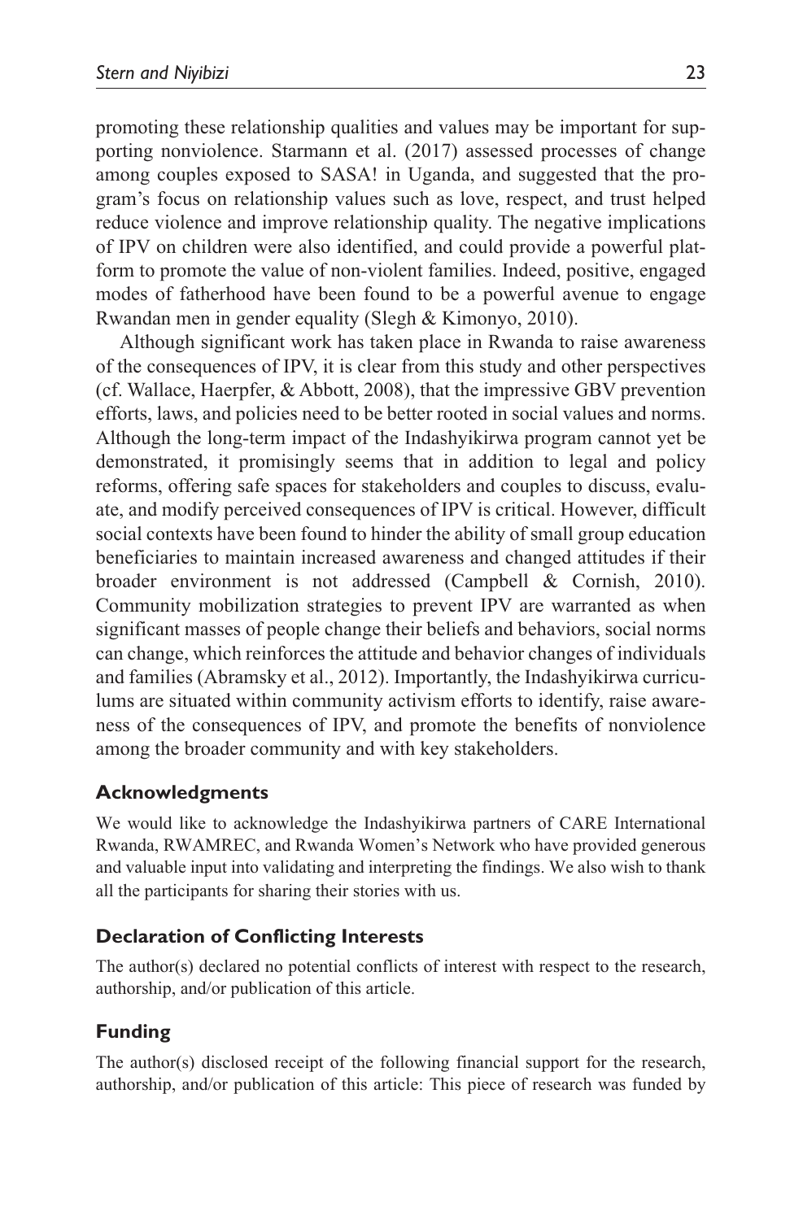promoting these relationship qualities and values may be important for supporting nonviolence. Starmann et al. (2017) assessed processes of change among couples exposed to SASA! in Uganda, and suggested that the program's focus on relationship values such as love, respect, and trust helped reduce violence and improve relationship quality. The negative implications of IPV on children were also identified, and could provide a powerful platform to promote the value of non-violent families. Indeed, positive, engaged modes of fatherhood have been found to be a powerful avenue to engage Rwandan men in gender equality (Slegh & Kimonyo, 2010).

Although significant work has taken place in Rwanda to raise awareness of the consequences of IPV, it is clear from this study and other perspectives (cf. Wallace, Haerpfer, & Abbott, 2008), that the impressive GBV prevention efforts, laws, and policies need to be better rooted in social values and norms. Although the long-term impact of the Indashyikirwa program cannot yet be demonstrated, it promisingly seems that in addition to legal and policy reforms, offering safe spaces for stakeholders and couples to discuss, evaluate, and modify perceived consequences of IPV is critical. However, difficult social contexts have been found to hinder the ability of small group education beneficiaries to maintain increased awareness and changed attitudes if their broader environment is not addressed (Campbell & Cornish, 2010). Community mobilization strategies to prevent IPV are warranted as when significant masses of people change their beliefs and behaviors, social norms can change, which reinforces the attitude and behavior changes of individuals and families (Abramsky et al., 2012). Importantly, the Indashyikirwa curriculums are situated within community activism efforts to identify, raise awareness of the consequences of IPV, and promote the benefits of nonviolence among the broader community and with key stakeholders.

## Acknowledgments

We would like to acknowledge the Indashyikirwa partners of CARE International Rwanda, RWAMREC, and Rwanda Women's Network who have provided generous and valuable input into validating and interpreting the findings. We also wish to thank all the participants for sharing their stories with us.

## Declaration of Conflicting Interests

The author(s) declared no potential conflicts of interest with respect to the research, authorship, and/or publication of this article.

## Funding

The author(s) disclosed receipt of the following financial support for the research, authorship, and/or publication of this article: This piece of research was funded by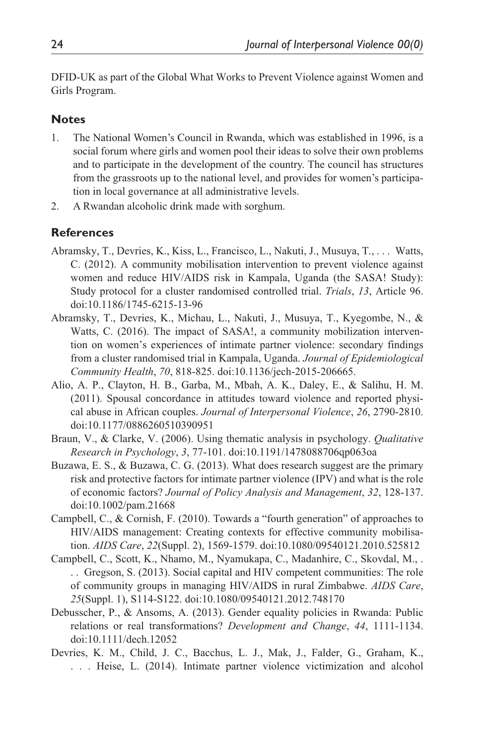DFID-UK as part of the Global What Works to Prevent Violence against Women and Girls Program.

## Notes

1. The National Women's Council in Rwanda, which was established in 1996, is a social forum where girls and women pool their ideas to solve their own problems and to participate in the development of the country. The council has structures from the grassroots up to the national level, and provides for women's participation in local governance at all administrative levels.
2. A Rwandan alcoholic drink made with sorghum.

## References

Abramsky, T., Devries, K., Kiss, L., Francisco, L., Nakuti, J., Musuya, T., . . . Watts, C. (2012). A community mobilisation intervention to prevent violence against women and reduce HIV/AIDS risk in Kampala, Uganda (the SASA! Study): Study protocol for a cluster randomised controlled trial. *Trials*, *13*, Article 96. doi:10.1186/1745-6215-13-96

Abramsky, T., Devries, K., Michau, L., Nakuti, J., Musuya, T., Kyegombe, N., & Watts, C. (2016). The impact of SASA!, a community mobilization intervention on women's experiences of intimate partner violence: secondary findings from a cluster randomised trial in Kampala, Uganda. *Journal of Epidemiological Community Health*, *70*, 818-825. doi:10.1136/jech-2015-206665.

Alio, A. P., Clayton, H. B., Garba, M., Mbah, A. K., Daley, E., & Salihu, H. M. (2011). Spousal concordance in attitudes toward violence and reported physical abuse in African couples. *Journal of Interpersonal Violence*, *26*, 2790-2810. doi:10.1177/0886260510390951

Braun, V., & Clarke, V. (2006). Using thematic analysis in psychology. *Qualitative Research in Psychology*, *3*, 77-101. doi:10.1191/1478088706qp063oa

Buzawa, E. S., & Buzawa, C. G. (2013). What does research suggest are the primary risk and protective factors for intimate partner violence (IPV) and what is the role of economic factors? *Journal of Policy Analysis and Management*, *32*, 128-137. doi:10.1002/pam.21668

Campbell, C., & Cornish, F. (2010). Towards a "fourth generation" of approaches to HIV/AIDS management: Creating contexts for effective community mobilisation. *AIDS Care*, *22*(Suppl. 2), 1569-1579. doi:10.1080/09540121.2010.525812

Campbell, C., Scott, K., Nhamo, M., Nyamukapa, C., Madanhire, C., Skovdal, M., . . . Gregson, S. (2013). Social capital and HIV competent communities: The role of community groups in managing HIV/AIDS in rural Zimbabwe. *AIDS Care*, *25*(Suppl. 1), S114-S122. doi:10.1080/09540121.2012.748170

Debusscher, P., & Ansoms, A. (2013). Gender equality policies in Rwanda: Public relations or real transformations? *Development and Change*, *44*, 1111-1134. doi:10.1111/dech.12052

Devries, K. M., Child, J. C., Bacchus, L. J., Mak, J., Falder, G., Graham, K., . . . Heise, L. (2014). Intimate partner violence victimization and alcohol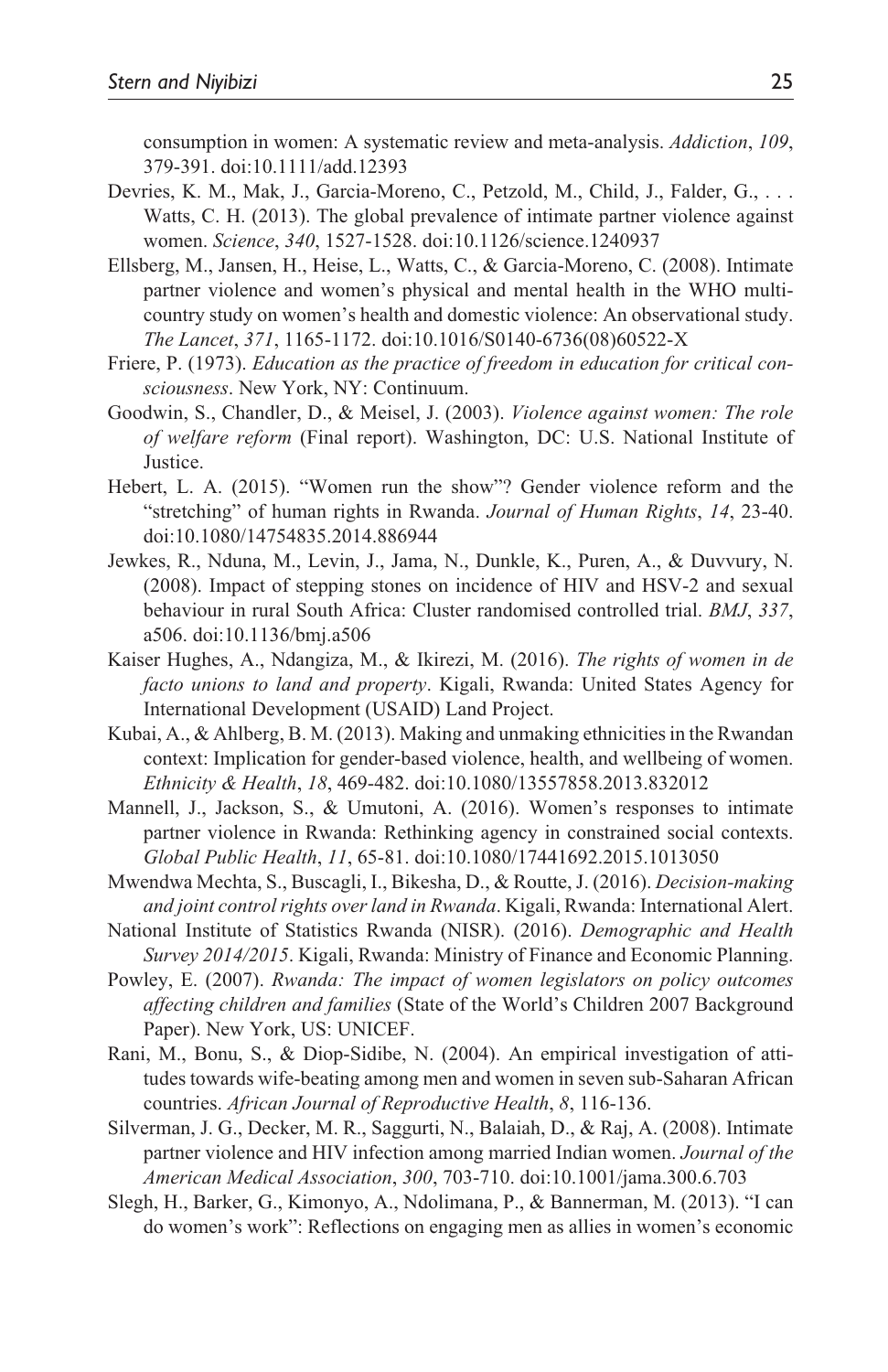consumption in women: A systematic review and meta-analysis. *Addiction*, *109*, 379-391. doi:10.1111/add.12393

Devries, K. M., Mak, J., Garcia-Moreno, C., Petzold, M., Child, J., Falder, G., . . . Watts, C. H. (2013). The global prevalence of intimate partner violence against women. *Science*, *340*, 1527-1528. doi:10.1126/science.1240937

Ellsberg, M., Jansen, H., Heise, L., Watts, C., & Garcia-Moreno, C. (2008). Intimate partner violence and women's physical and mental health in the WHO multi-country study on women's health and domestic violence: An observational study. *The Lancet*, *371*, 1165-1172. doi:10.1016/S0140-6736(08)60522-X

Friere, P. (1973). *Education as the practice of freedom in education for critical consciousness*. New York, NY: Continuum.

Goodwin, S., Chandler, D., & Meisel, J. (2003). *Violence against women: The role of welfare reform* (Final report). Washington, DC: U.S. National Institute of Justice.

Hebert, L. A. (2015). "Women run the show"? Gender violence reform and the "stretching" of human rights in Rwanda. *Journal of Human Rights*, *14*, 23-40. doi:10.1080/14754835.2014.886944

Jewkes, R., Nduna, M., Levin, J., Jama, N., Dunkle, K., Puren, A., & Duvvury, N. (2008). Impact of stepping stones on incidence of HIV and HSV-2 and sexual behaviour in rural South Africa: Cluster randomised controlled trial. *BMJ*, *337*, a506. doi:10.1136/bmj.a506

Kaiser Hughes, A., Ndangiza, M., & Ikirezi, M. (2016). *The rights of women in de facto unions to land and property*. Kigali, Rwanda: United States Agency for International Development (USAID) Land Project.

Kubai, A., & Ahlberg, B. M. (2013). Making and unmaking ethnicities in the Rwandan context: Implication for gender-based violence, health, and wellbeing of women. *Ethnicity & Health*, *18*, 469-482. doi:10.1080/13557858.2013.832012

Mannell, J., Jackson, S., & Umutoni, A. (2016). Women's responses to intimate partner violence in Rwanda: Rethinking agency in constrained social contexts. *Global Public Health*, *11*, 65-81. doi:10.1080/17441692.2015.1013050

Mwendwa Mechta, S., Buscagli, I., Bikesha, D., & Routte, J. (2016). *Decision-making and joint control rights over land in Rwanda*. Kigali, Rwanda: International Alert.

National Institute of Statistics Rwanda (NISR). (2016). *Demographic and Health Survey 2014/2015*. Kigali, Rwanda: Ministry of Finance and Economic Planning.

Powley, E. (2007). *Rwanda: The impact of women legislators on policy outcomes affecting children and families* (State of the World's Children 2007 Background Paper). New York, US: UNICEF.

Rani, M., Bonu, S., & Diop-Sidibe, N. (2004). An empirical investigation of attitudes towards wife-beating among men and women in seven sub-Saharan African countries. *African Journal of Reproductive Health*, *8*, 116-136.

Silverman, J. G., Decker, M. R., Saggurti, N., Balaiah, D., & Raj, A. (2008). Intimate partner violence and HIV infection among married Indian women. *Journal of the American Medical Association*, *300*, 703-710. doi:10.1001/jama.300.6.703

Slegh, H., Barker, G., Kimonyo, A., Ndolimana, P., & Bannerman, M. (2013). "I can do women's work": Reflections on engaging men as allies in women's economic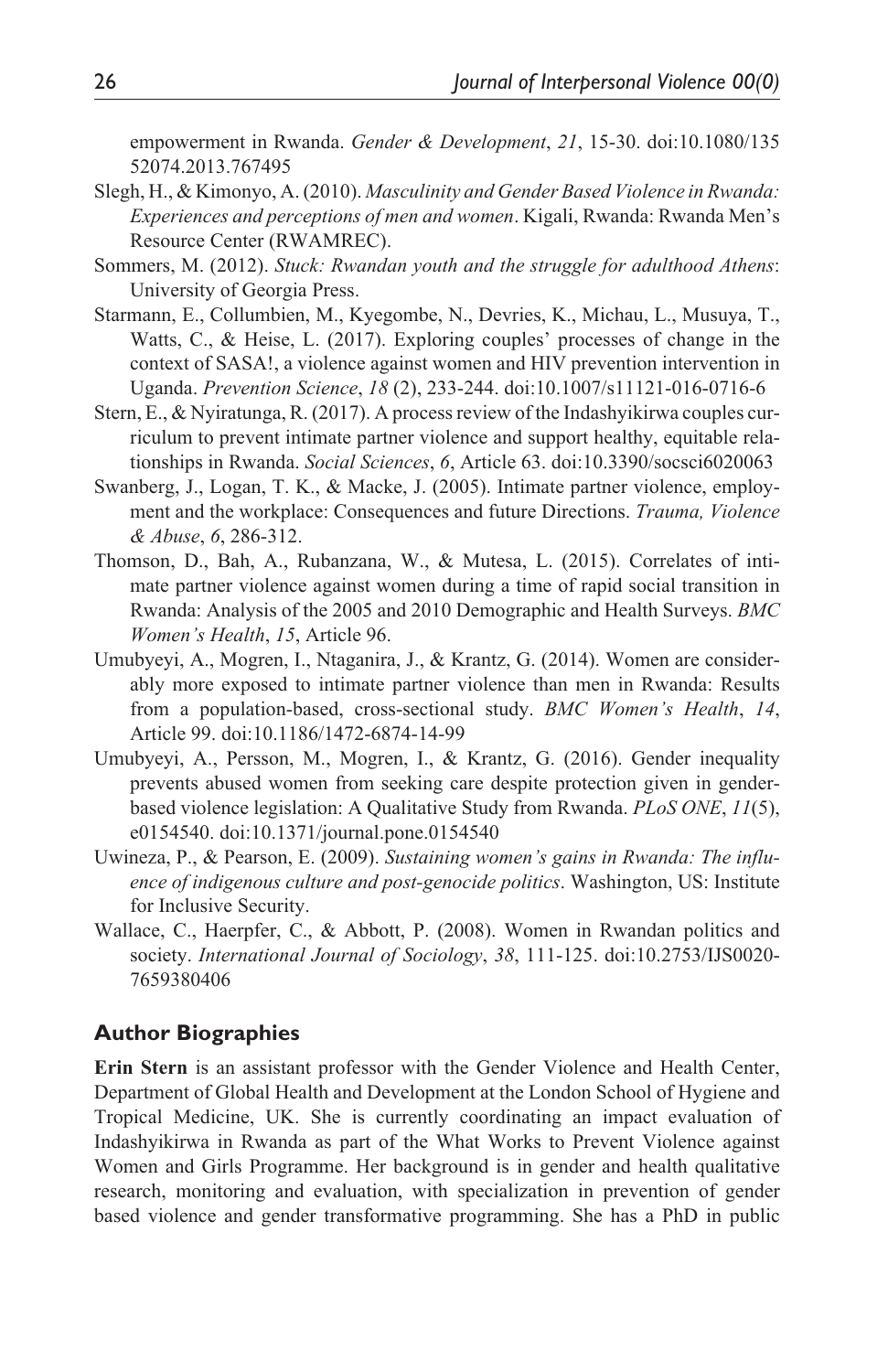empowerment in Rwanda. *Gender & Development*, *21*, 15-30. doi:10.1080/13552074.2013.767495

Slegh, H., & Kimonyo, A. (2010). *Masculinity and Gender Based Violence in Rwanda: Experiences and perceptions of men and women*. Kigali, Rwanda: Rwanda Men's Resource Center (RWAMREC).

Sommers, M. (2012). *Stuck: Rwandan youth and the struggle for adulthood Athens*: University of Georgia Press.

Starmann, E., Collumbien, M., Kyegombe, N., Devries, K., Michau, L., Musuya, T., Watts, C., & Heise, L. (2017). Exploring couples' processes of change in the context of SASA!, a violence against women and HIV prevention intervention in Uganda. *Prevention Science*, *18* (2), 233-244. doi:10.1007/s11121-016-0716-6

Stern, E., & Nyiratunga, R. (2017). A process review of the Indashyikirwa couples curriculum to prevent intimate partner violence and support healthy, equitable relationships in Rwanda. *Social Sciences*, *6*, Article 63. doi:10.3390/socsci6020063

Swanberg, J., Logan, T. K., & Macke, J. (2005). Intimate partner violence, employment and the workplace: Consequences and future Directions. *Trauma, Violence & Abuse*, *6*, 286-312.

Thomson, D., Bah, A., Rubanzana, W., & Mutesa, L. (2015). Correlates of intimate partner violence against women during a time of rapid social transition in Rwanda: Analysis of the 2005 and 2010 Demographic and Health Surveys. *BMC Women's Health*, *15*, Article 96.

Umubyeyi, A., Mogren, I., Ntaganira, J., & Krantz, G. (2014). Women are considerably more exposed to intimate partner violence than men in Rwanda: Results from a population-based, cross-sectional study. *BMC Women's Health*, *14*, Article 99. doi:10.1186/1472-6874-14-99

Umubyeyi, A., Persson, M., Mogren, I., & Krantz, G. (2016). Gender inequality prevents abused women from seeking care despite protection given in gender-based violence legislation: A Qualitative Study from Rwanda. *PLoS ONE*, *11*(5), e0154540. doi:10.1371/journal.pone.0154540

Uwineza, P., & Pearson, E. (2009). *Sustaining women's gains in Rwanda: The influence of indigenous culture and post-genocide politics*. Washington, US: Institute for Inclusive Security.

Wallace, C., Haerpfer, C., & Abbott, P. (2008). Women in Rwandan politics and society. *International Journal of Sociology*, *38*, 111-125. doi:10.2753/IJS0020-7659380406

## Author Biographies

**Erin Stern** is an assistant professor with the Gender Violence and Health Center, Department of Global Health and Development at the London School of Hygiene and Tropical Medicine, UK. She is currently coordinating an impact evaluation of Indashyikirwa in Rwanda as part of the What Works to Prevent Violence against Women and Girls Programme. Her background is in gender and health qualitative research, monitoring and evaluation, with specialization in prevention of gender based violence and gender transformative programming. She has a PhD in public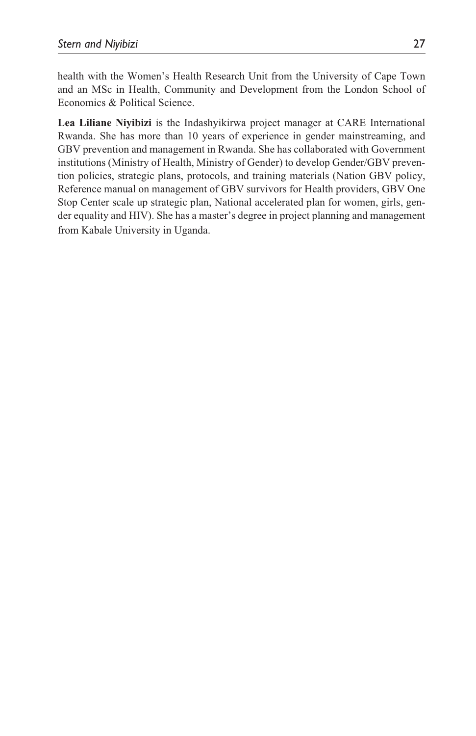health with the Women's Health Research Unit from the University of Cape Town and an MSc in Health, Community and Development from the London School of Economics & Political Science.

**Lea Liliane Niyibizi** is the Indashyikirwa project manager at CARE International Rwanda. She has more than 10 years of experience in gender mainstreaming, and GBV prevention and management in Rwanda. She has collaborated with Government institutions (Ministry of Health, Ministry of Gender) to develop Gender/GBV prevention policies, strategic plans, protocols, and training materials (Nation GBV policy, Reference manual on management of GBV survivors for Health providers, GBV One Stop Center scale up strategic plan, National accelerated plan for women, girls, gender equality and HIV). She has a master's degree in project planning and management from Kabale University in Uganda.